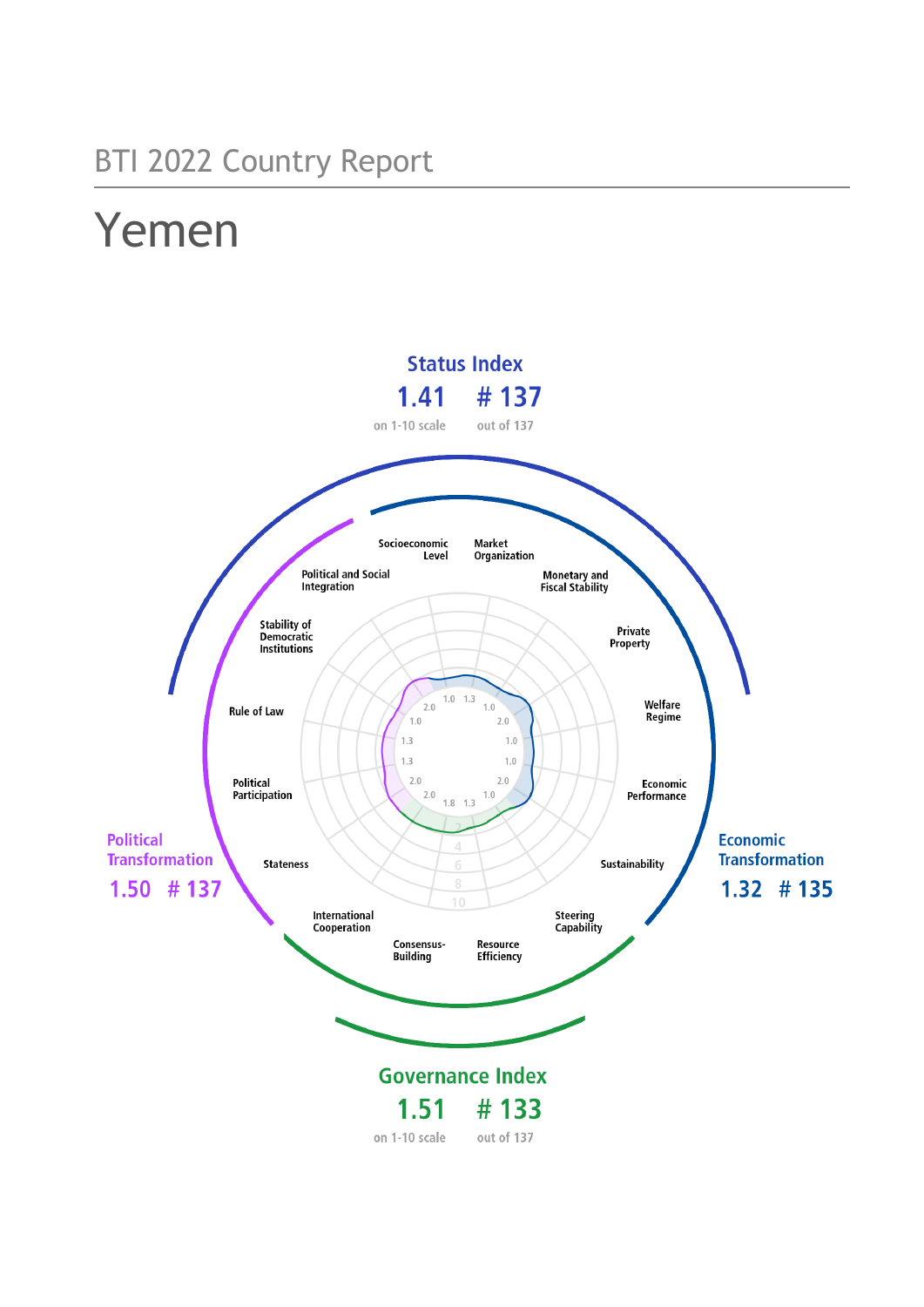BTI 2022 Country Report

# Yemen

## Status Index

**1.41** on 1-10 scale

**# 137** out of 137

Socioeconomic Level

Market Organization

Monetary and Fiscal Stability

Private Property

Welfare Regime

Economic Performance

Sustainability

Steering Capability

Resource Efficiency

Consensus-Building

International Cooperation

Stateness

Political Participation

Rule of Law

Stability of Democratic Institutions

Political and Social Integration

**Political Transformation**

**1.50 # 137**

**Economic Transformation**

**1.32 # 135**

## Governance Index

**1.51** on 1-10 scale

**# 133** out of 137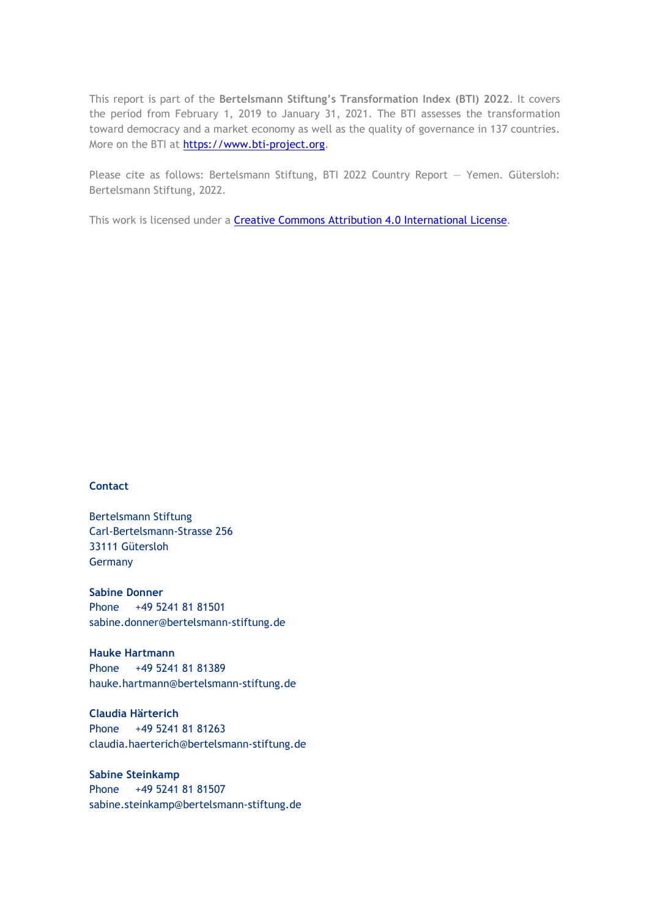This report is part of the **Bertelsmann Stiftung's Transformation Index (BTI) 2022**. It covers the period from February 1, 2019 to January 31, 2021. The BTI assesses the transformation toward democracy and a market economy as well as the quality of governance in 137 countries. More on the BTI at [https://www.bti-project.org](https://www.bti-project.org).

Please cite as follows: Bertelsmann Stiftung, BTI 2022 Country Report — Yemen. Gütersloh: Bertelsmann Stiftung, 2022.

This work is licensed under a [Creative Commons Attribution 4.0 International License](https://creativecommons.org/licenses/by/4.0/).

**Contact**

Bertelsmann Stiftung
Carl-Bertelsmann-Strasse 256
33111 Gütersloh
Germany

**Sabine Donner**
Phone +49 5241 81 81501
sabine.donner@bertelsmann-stiftung.de

**Hauke Hartmann**
Phone +49 5241 81 81389
hauke.hartmann@bertelsmann-stiftung.de

**Claudia Härterich**
Phone +49 5241 81 81263
claudia.haerterich@bertelsmann-stiftung.de

**Sabine Steinkamp**
Phone +49 5241 81 81507
sabine.steinkamp@bertelsmann-stiftung.de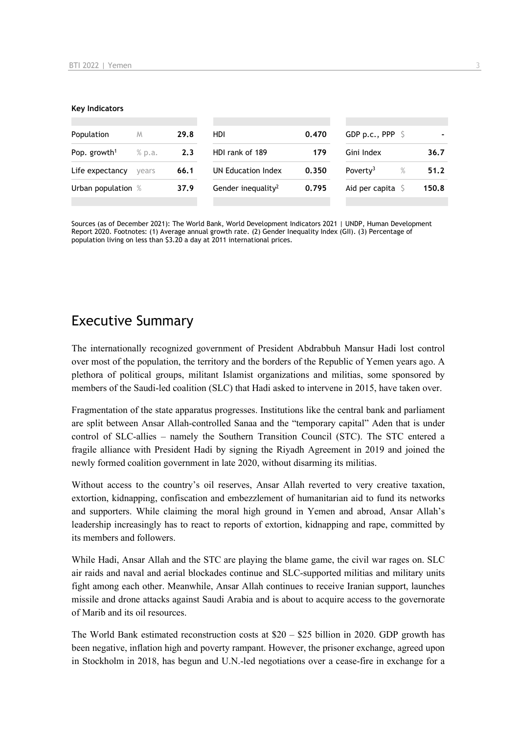**Key Indicators**

| | | | | | | | | |
|---|---|---|---|---|---|---|---|---|
| Population | M | 29.8 | HDI | 0.470 | GDP p.c., PPP | $ | - |
| Pop. growth[1] | % p.a. | 2.3 | HDI rank of 189 | 179 | Gini Index | | 36.7 |
| Life expectancy | years | 66.1 | UN Education Index | 0.350 | Poverty[3] | % | 51.2 |
| Urban population | % | 37.9 | Gender inequality[2] | 0.795 | Aid per capita | $ | 150.8 |

Sources (as of December 2021): The World Bank, World Development Indicators 2021 | UNDP, Human Development Report 2020. Footnotes: (1) Average annual growth rate. (2) Gender Inequality Index (GII). (3) Percentage of population living on less than $3.20 a day at 2011 international prices.

## Executive Summary

The internationally recognized government of President Abdrabbuh Mansur Hadi lost control over most of the population, the territory and the borders of the Republic of Yemen years ago. A plethora of political groups, militant Islamist organizations and militias, some sponsored by members of the Saudi-led coalition (SLC) that Hadi asked to intervene in 2015, have taken over.

Fragmentation of the state apparatus progresses. Institutions like the central bank and parliament are split between Ansar Allah-controlled Sanaa and the "temporary capital" Aden that is under control of SLC-allies – namely the Southern Transition Council (STC). The STC entered a fragile alliance with President Hadi by signing the Riyadh Agreement in 2019 and joined the newly formed coalition government in late 2020, without disarming its militias.

Without access to the country's oil reserves, Ansar Allah reverted to very creative taxation, extortion, kidnapping, confiscation and embezzlement of humanitarian aid to fund its networks and supporters. While claiming the moral high ground in Yemen and abroad, Ansar Allah's leadership increasingly has to react to reports of extortion, kidnapping and rape, committed by its members and followers.

While Hadi, Ansar Allah and the STC are playing the blame game, the civil war rages on. SLC air raids and naval and aerial blockades continue and SLC-supported militias and military units fight among each other. Meanwhile, Ansar Allah continues to receive Iranian support, launches missile and drone attacks against Saudi Arabia and is about to acquire access to the governorate of Marib and its oil resources.

The World Bank estimated reconstruction costs at $20 – $25 billion in 2020. GDP growth has been negative, inflation high and poverty rampant. However, the prisoner exchange, agreed upon in Stockholm in 2018, has begun and U.N.-led negotiations over a cease-fire in exchange for a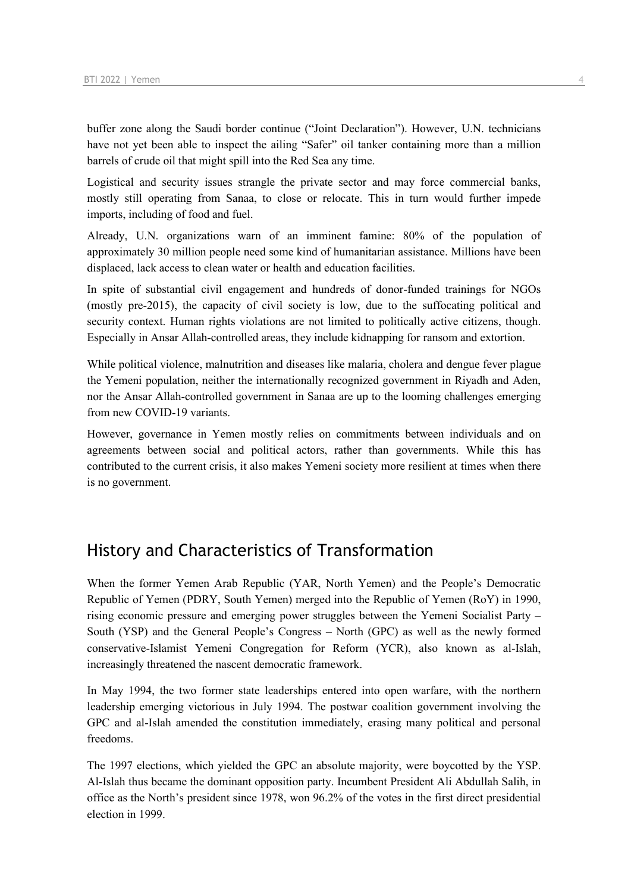buffer zone along the Saudi border continue ("Joint Declaration"). However, U.N. technicians have not yet been able to inspect the ailing "Safer" oil tanker containing more than a million barrels of crude oil that might spill into the Red Sea any time.

Logistical and security issues strangle the private sector and may force commercial banks, mostly still operating from Sanaa, to close or relocate. This in turn would further impede imports, including of food and fuel.

Already, U.N. organizations warn of an imminent famine: 80% of the population of approximately 30 million people need some kind of humanitarian assistance. Millions have been displaced, lack access to clean water or health and education facilities.

In spite of substantial civil engagement and hundreds of donor-funded trainings for NGOs (mostly pre-2015), the capacity of civil society is low, due to the suffocating political and security context. Human rights violations are not limited to politically active citizens, though. Especially in Ansar Allah-controlled areas, they include kidnapping for ransom and extortion.

While political violence, malnutrition and diseases like malaria, cholera and dengue fever plague the Yemeni population, neither the internationally recognized government in Riyadh and Aden, nor the Ansar Allah-controlled government in Sanaa are up to the looming challenges emerging from new COVID-19 variants.

However, governance in Yemen mostly relies on commitments between individuals and on agreements between social and political actors, rather than governments. While this has contributed to the current crisis, it also makes Yemeni society more resilient at times when there is no government.

## History and Characteristics of Transformation

When the former Yemen Arab Republic (YAR, North Yemen) and the People's Democratic Republic of Yemen (PDRY, South Yemen) merged into the Republic of Yemen (RoY) in 1990, rising economic pressure and emerging power struggles between the Yemeni Socialist Party – South (YSP) and the General People's Congress – North (GPC) as well as the newly formed conservative-Islamist Yemeni Congregation for Reform (YCR), also known as al-Islah, increasingly threatened the nascent democratic framework.

In May 1994, the two former state leaderships entered into open warfare, with the northern leadership emerging victorious in July 1994. The postwar coalition government involving the GPC and al-Islah amended the constitution immediately, erasing many political and personal freedoms.

The 1997 elections, which yielded the GPC an absolute majority, were boycotted by the YSP. Al-Islah thus became the dominant opposition party. Incumbent President Ali Abdullah Salih, in office as the North's president since 1978, won 96.2% of the votes in the first direct presidential election in 1999.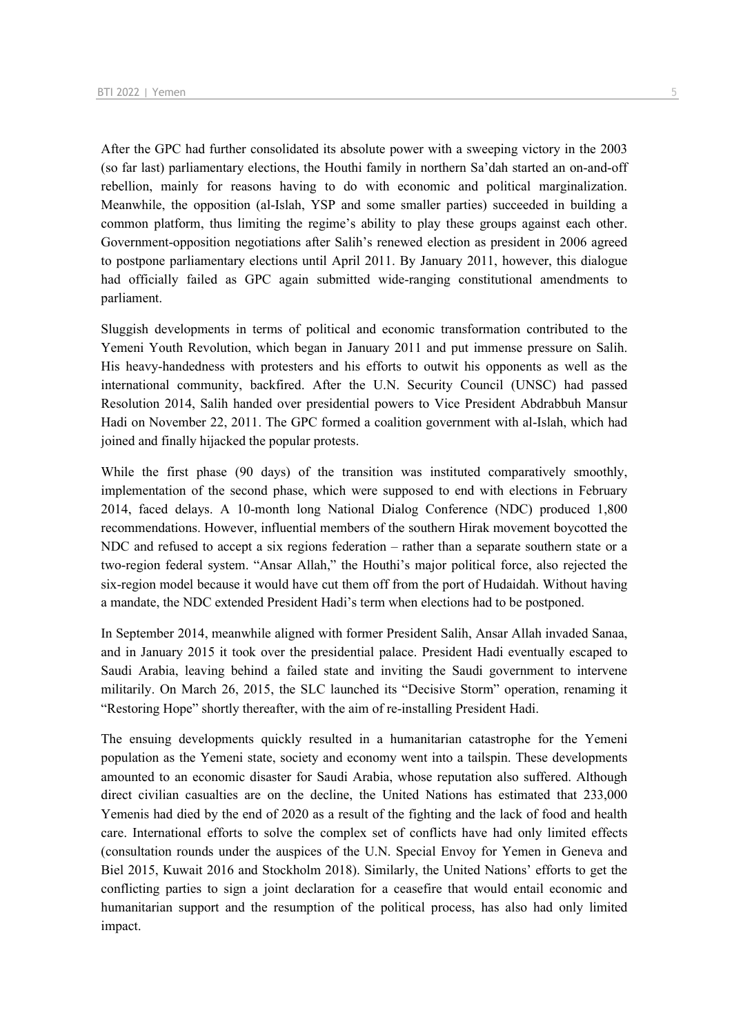After the GPC had further consolidated its absolute power with a sweeping victory in the 2003 (so far last) parliamentary elections, the Houthi family in northern Sa'dah started an on-and-off rebellion, mainly for reasons having to do with economic and political marginalization. Meanwhile, the opposition (al-Islah, YSP and some smaller parties) succeeded in building a common platform, thus limiting the regime's ability to play these groups against each other. Government-opposition negotiations after Salih's renewed election as president in 2006 agreed to postpone parliamentary elections until April 2011. By January 2011, however, this dialogue had officially failed as GPC again submitted wide-ranging constitutional amendments to parliament.

Sluggish developments in terms of political and economic transformation contributed to the Yemeni Youth Revolution, which began in January 2011 and put immense pressure on Salih. His heavy-handedness with protesters and his efforts to outwit his opponents as well as the international community, backfired. After the U.N. Security Council (UNSC) had passed Resolution 2014, Salih handed over presidential powers to Vice President Abdrabbuh Mansur Hadi on November 22, 2011. The GPC formed a coalition government with al-Islah, which had joined and finally hijacked the popular protests.

While the first phase (90 days) of the transition was instituted comparatively smoothly, implementation of the second phase, which were supposed to end with elections in February 2014, faced delays. A 10-month long National Dialog Conference (NDC) produced 1,800 recommendations. However, influential members of the southern Hirak movement boycotted the NDC and refused to accept a six regions federation – rather than a separate southern state or a two-region federal system. "Ansar Allah," the Houthi's major political force, also rejected the six-region model because it would have cut them off from the port of Hudaidah. Without having a mandate, the NDC extended President Hadi's term when elections had to be postponed.

In September 2014, meanwhile aligned with former President Salih, Ansar Allah invaded Sanaa, and in January 2015 it took over the presidential palace. President Hadi eventually escaped to Saudi Arabia, leaving behind a failed state and inviting the Saudi government to intervene militarily. On March 26, 2015, the SLC launched its "Decisive Storm" operation, renaming it "Restoring Hope" shortly thereafter, with the aim of re-installing President Hadi.

The ensuing developments quickly resulted in a humanitarian catastrophe for the Yemeni population as the Yemeni state, society and economy went into a tailspin. These developments amounted to an economic disaster for Saudi Arabia, whose reputation also suffered. Although direct civilian casualties are on the decline, the United Nations has estimated that 233,000 Yemenis had died by the end of 2020 as a result of the fighting and the lack of food and health care. International efforts to solve the complex set of conflicts have had only limited effects (consultation rounds under the auspices of the U.N. Special Envoy for Yemen in Geneva and Biel 2015, Kuwait 2016 and Stockholm 2018). Similarly, the United Nations' efforts to get the conflicting parties to sign a joint declaration for a ceasefire that would entail economic and humanitarian support and the resumption of the political process, has also had only limited impact.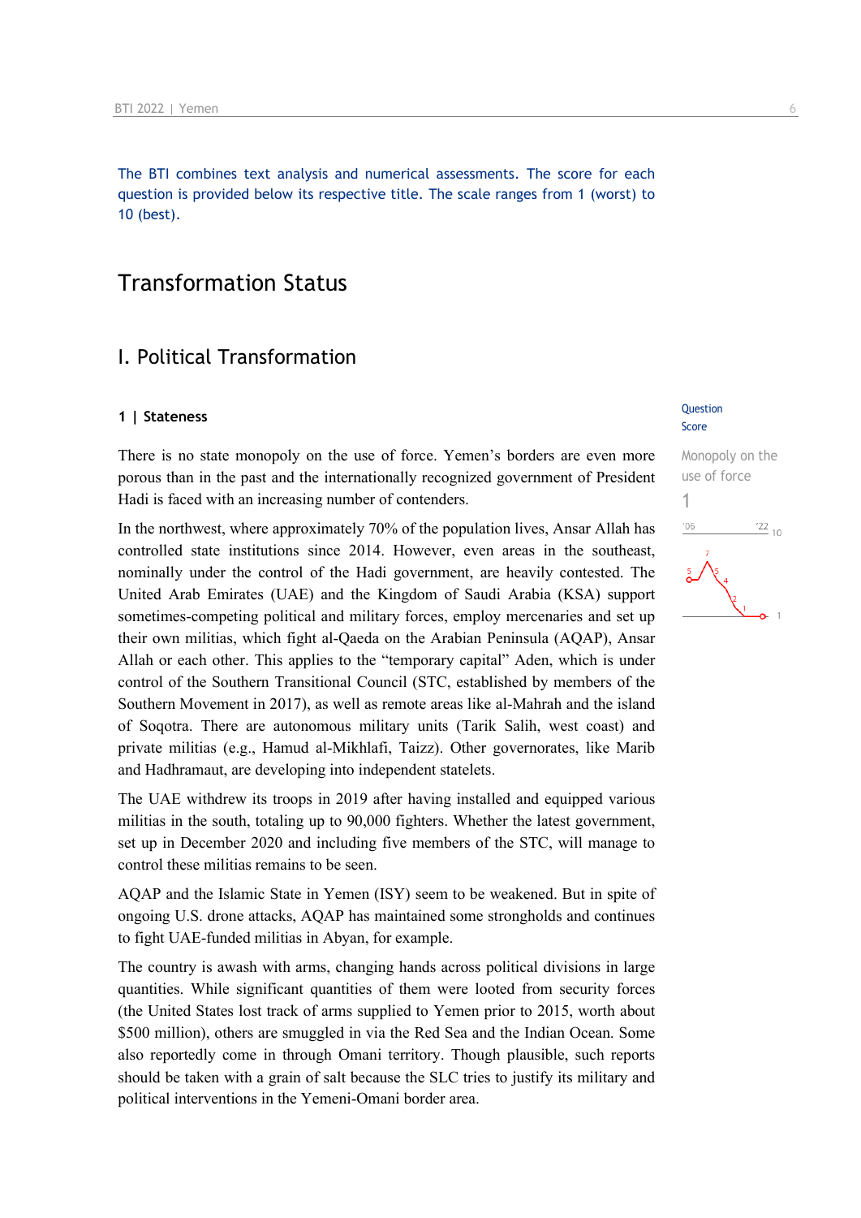The BTI combines text analysis and numerical assessments. The score for each question is provided below its respective title. The scale ranges from 1 (worst) to 10 (best).

# Transformation Status

## I. Political Transformation

### 1 | Stateness

Question Score

Monopoly on the use of force

1

There is no state monopoly on the use of force. Yemen's borders are even more porous than in the past and the internationally recognized government of President Hadi is faced with an increasing number of contenders.

In the northwest, where approximately 70% of the population lives, Ansar Allah has controlled state institutions since 2014. However, even areas in the southeast, nominally under the control of the Hadi government, are heavily contested. The United Arab Emirates (UAE) and the Kingdom of Saudi Arabia (KSA) support sometimes-competing political and military forces, employ mercenaries and set up their own militias, which fight al-Qaeda on the Arabian Peninsula (AQAP), Ansar Allah or each other. This applies to the "temporary capital" Aden, which is under control of the Southern Transitional Council (STC, established by members of the Southern Movement in 2017), as well as remote areas like al-Mahrah and the island of Soqotra. There are autonomous military units (Tarik Salih, west coast) and private militias (e.g., Hamud al-Mikhlafi, Taizz). Other governorates, like Marib and Hadhramaut, are developing into independent statelets.

The UAE withdrew its troops in 2019 after having installed and equipped various militias in the south, totaling up to 90,000 fighters. Whether the latest government, set up in December 2020 and including five members of the STC, will manage to control these militias remains to be seen.

AQAP and the Islamic State in Yemen (ISY) seem to be weakened. But in spite of ongoing U.S. drone attacks, AQAP has maintained some strongholds and continues to fight UAE-funded militias in Abyan, for example.

The country is awash with arms, changing hands across political divisions in large quantities. While significant quantities of them were looted from security forces (the United States lost track of arms supplied to Yemen prior to 2015, worth about $500 million), others are smuggled in via the Red Sea and the Indian Ocean. Some also reportedly come in through Omani territory. Though plausible, such reports should be taken with a grain of salt because the SLC tries to justify its military and political interventions in the Yemeni-Omani border area.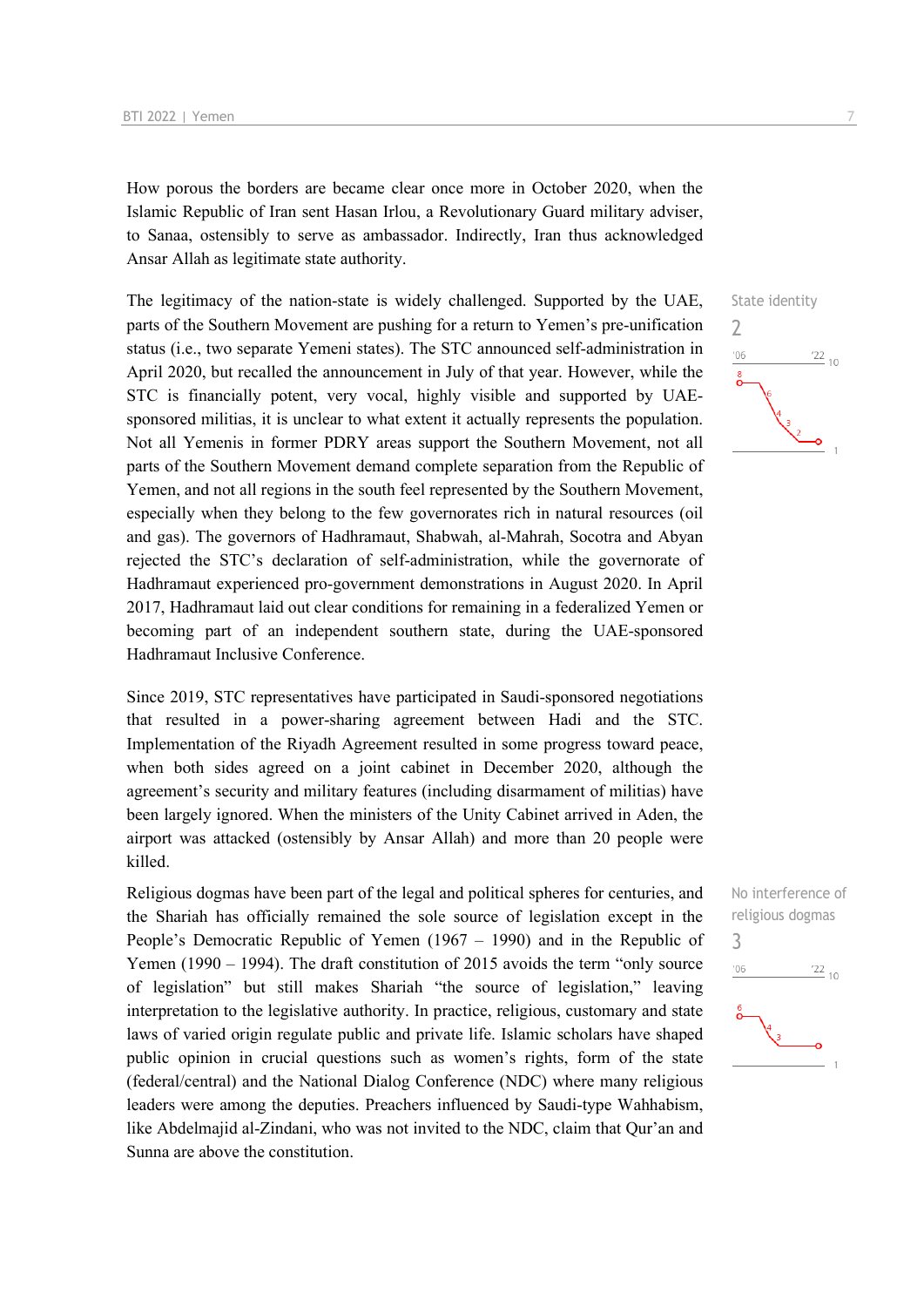How porous the borders are became clear once more in October 2020, when the Islamic Republic of Iran sent Hasan Irlou, a Revolutionary Guard military adviser, to Sanaa, ostensibly to serve as ambassador. Indirectly, Iran thus acknowledged Ansar Allah as legitimate state authority.

State identity
2

The legitimacy of the nation-state is widely challenged. Supported by the UAE, parts of the Southern Movement are pushing for a return to Yemen's pre-unification status (i.e., two separate Yemeni states). The STC announced self-administration in April 2020, but recalled the announcement in July of that year. However, while the STC is financially potent, very vocal, highly visible and supported by UAE-sponsored militias, it is unclear to what extent it actually represents the population. Not all Yemenis in former PDRY areas support the Southern Movement, not all parts of the Southern Movement demand complete separation from the Republic of Yemen, and not all regions in the south feel represented by the Southern Movement, especially when they belong to the few governorates rich in natural resources (oil and gas). The governors of Hadhramaut, Shabwah, al-Mahrah, Socotra and Abyan rejected the STC's declaration of self-administration, while the governorate of Hadhramaut experienced pro-government demonstrations in August 2020. In April 2017, Hadhramaut laid out clear conditions for remaining in a federalized Yemen or becoming part of an independent southern state, during the UAE-sponsored Hadhramaut Inclusive Conference.

Since 2019, STC representatives have participated in Saudi-sponsored negotiations that resulted in a power-sharing agreement between Hadi and the STC. Implementation of the Riyadh Agreement resulted in some progress toward peace, when both sides agreed on a joint cabinet in December 2020, although the agreement's security and military features (including disarmament of militias) have been largely ignored. When the ministers of the Unity Cabinet arrived in Aden, the airport was attacked (ostensibly by Ansar Allah) and more than 20 people were killed.

No interference of religious dogmas
3

Religious dogmas have been part of the legal and political spheres for centuries, and the Shariah has officially remained the sole source of legislation except in the People's Democratic Republic of Yemen (1967 – 1990) and in the Republic of Yemen (1990 – 1994). The draft constitution of 2015 avoids the term "only source of legislation" but still makes Shariah "the source of legislation," leaving interpretation to the legislative authority. In practice, religious, customary and state laws of varied origin regulate public and private life. Islamic scholars have shaped public opinion in crucial questions such as women's rights, form of the state (federal/central) and the National Dialog Conference (NDC) where many religious leaders were among the deputies. Preachers influenced by Saudi-type Wahhabism, like Abdelmajid al-Zindani, who was not invited to the NDC, claim that Qur'an and Sunna are above the constitution.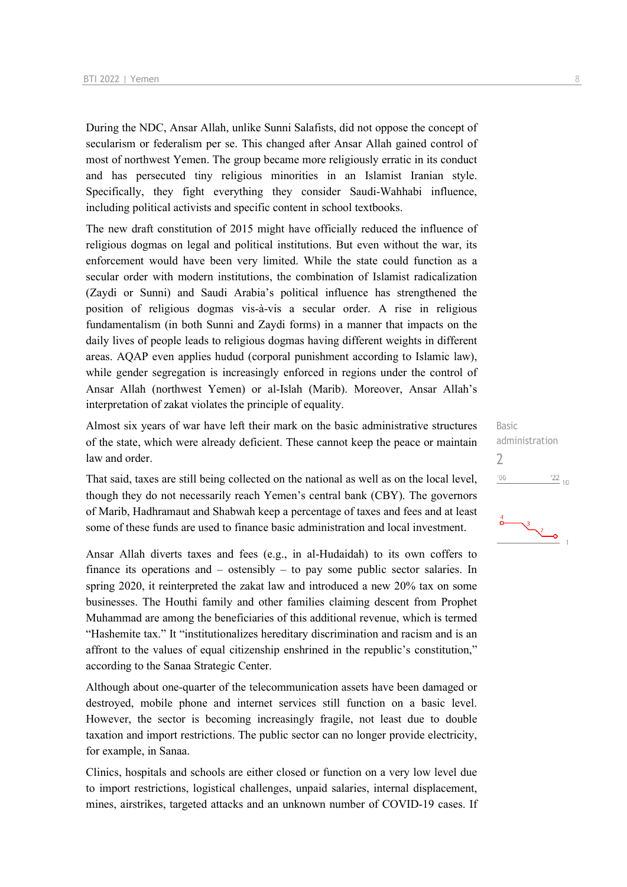During the NDC, Ansar Allah, unlike Sunni Salafists, did not oppose the concept of secularism or federalism per se. This changed after Ansar Allah gained control of most of northwest Yemen. The group became more religiously erratic in its conduct and has persecuted tiny religious minorities in an Islamist Iranian style. Specifically, they fight everything they consider Saudi-Wahhabi influence, including political activists and specific content in school textbooks.

The new draft constitution of 2015 might have officially reduced the influence of religious dogmas on legal and political institutions. But even without the war, its enforcement would have been very limited. While the state could function as a secular order with modern institutions, the combination of Islamist radicalization (Zaydi or Sunni) and Saudi Arabia's political influence has strengthened the position of religious dogmas vis-à-vis a secular order. A rise in religious fundamentalism (in both Sunni and Zaydi forms) in a manner that impacts on the daily lives of people leads to religious dogmas having different weights in different areas. AQAP even applies hudud (corporal punishment according to Islamic law), while gender segregation is increasingly enforced in regions under the control of Ansar Allah (northwest Yemen) or al-Islah (Marib). Moreover, Ansar Allah's interpretation of zakat violates the principle of equality.

Basic administration
2

Almost six years of war have left their mark on the basic administrative structures of the state, which were already deficient. These cannot keep the peace or maintain law and order.

That said, taxes are still being collected on the national as well as on the local level, though they do not necessarily reach Yemen's central bank (CBY). The governors of Marib, Hadhramaut and Shabwah keep a percentage of taxes and fees and at least some of these funds are used to finance basic administration and local investment.

Ansar Allah diverts taxes and fees (e.g., in al-Hudaidah) to its own coffers to finance its operations and – ostensibly – to pay some public sector salaries. In spring 2020, it reinterpreted the zakat law and introduced a new 20% tax on some businesses. The Houthi family and other families claiming descent from Prophet Muhammad are among the beneficiaries of this additional revenue, which is termed "Hashemite tax." It "institutionalizes hereditary discrimination and racism and is an affront to the values of equal citizenship enshrined in the republic's constitution," according to the Sanaa Strategic Center.

Although about one-quarter of the telecommunication assets have been damaged or destroyed, mobile phone and internet services still function on a basic level. However, the sector is becoming increasingly fragile, not least due to double taxation and import restrictions. The public sector can no longer provide electricity, for example, in Sanaa.

Clinics, hospitals and schools are either closed or function on a very low level due to import restrictions, logistical challenges, unpaid salaries, internal displacement, mines, airstrikes, targeted attacks and an unknown number of COVID-19 cases. If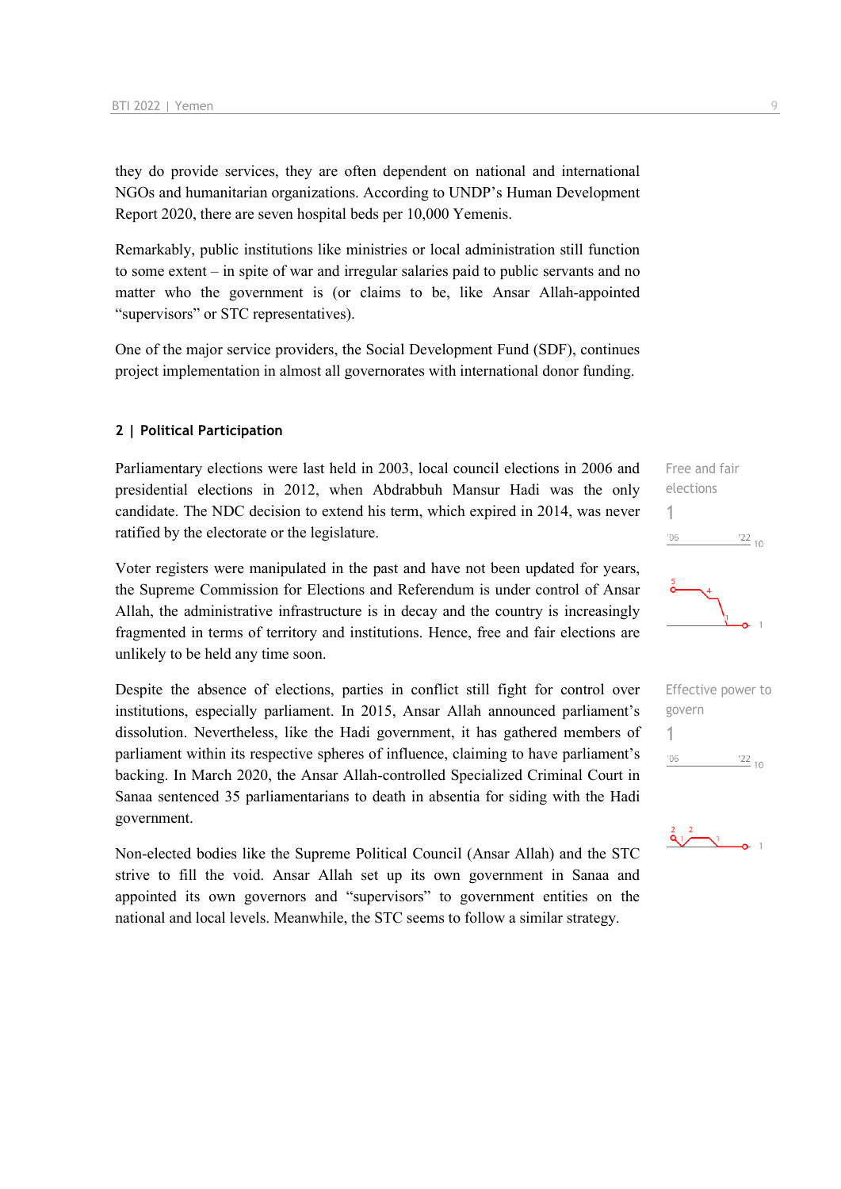they do provide services, they are often dependent on national and international NGOs and humanitarian organizations. According to UNDP's Human Development Report 2020, there are seven hospital beds per 10,000 Yemenis.

Remarkably, public institutions like ministries or local administration still function to some extent – in spite of war and irregular salaries paid to public servants and no matter who the government is (or claims to be, like Ansar Allah-appointed "supervisors" or STC representatives).

One of the major service providers, the Social Development Fund (SDF), continues project implementation in almost all governorates with international donor funding.

## 2 | Political Participation

Free and fair elections
1

Parliamentary elections were last held in 2003, local council elections in 2006 and presidential elections in 2012, when Abdrabbuh Mansur Hadi was the only candidate. The NDC decision to extend his term, which expired in 2014, was never ratified by the electorate or the legislature.

Voter registers were manipulated in the past and have not been updated for years, the Supreme Commission for Elections and Referendum is under control of Ansar Allah, the administrative infrastructure is in decay and the country is increasingly fragmented in terms of territory and institutions. Hence, free and fair elections are unlikely to be held any time soon.

Effective power to govern
1

Despite the absence of elections, parties in conflict still fight for control over institutions, especially parliament. In 2015, Ansar Allah announced parliament's dissolution. Nevertheless, like the Hadi government, it has gathered members of parliament within its respective spheres of influence, claiming to have parliament's backing. In March 2020, the Ansar Allah-controlled Specialized Criminal Court in Sanaa sentenced 35 parliamentarians to death in absentia for siding with the Hadi government.

Non-elected bodies like the Supreme Political Council (Ansar Allah) and the STC strive to fill the void. Ansar Allah set up its own government in Sanaa and appointed its own governors and "supervisors" to government entities on the national and local levels. Meanwhile, the STC seems to follow a similar strategy.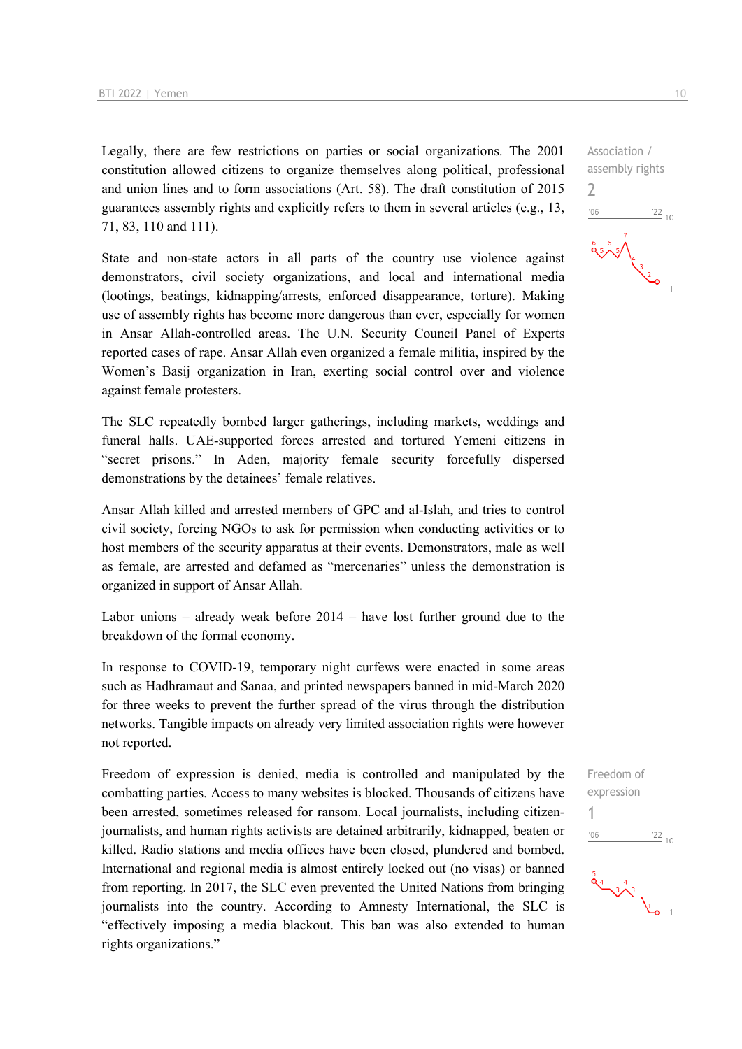Association / assembly rights
2

Legally, there are few restrictions on parties or social organizations. The 2001 constitution allowed citizens to organize themselves along political, professional and union lines and to form associations (Art. 58). The draft constitution of 2015 guarantees assembly rights and explicitly refers to them in several articles (e.g., 13, 71, 83, 110 and 111).

State and non-state actors in all parts of the country use violence against demonstrators, civil society organizations, and local and international media (lootings, beatings, kidnapping/arrests, enforced disappearance, torture). Making use of assembly rights has become more dangerous than ever, especially for women in Ansar Allah-controlled areas. The U.N. Security Council Panel of Experts reported cases of rape. Ansar Allah even organized a female militia, inspired by the Women's Basij organization in Iran, exerting social control over and violence against female protesters.

The SLC repeatedly bombed larger gatherings, including markets, weddings and funeral halls. UAE-supported forces arrested and tortured Yemeni citizens in "secret prisons." In Aden, majority female security forcefully dispersed demonstrations by the detainees' female relatives.

Ansar Allah killed and arrested members of GPC and al-Islah, and tries to control civil society, forcing NGOs to ask for permission when conducting activities or to host members of the security apparatus at their events. Demonstrators, male as well as female, are arrested and defamed as "mercenaries" unless the demonstration is organized in support of Ansar Allah.

Labor unions – already weak before 2014 – have lost further ground due to the breakdown of the formal economy.

In response to COVID-19, temporary night curfews were enacted in some areas such as Hadhramaut and Sanaa, and printed newspapers banned in mid-March 2020 for three weeks to prevent the further spread of the virus through the distribution networks. Tangible impacts on already very limited association rights were however not reported.

Freedom of expression
1

Freedom of expression is denied, media is controlled and manipulated by the combatting parties. Access to many websites is blocked. Thousands of citizens have been arrested, sometimes released for ransom. Local journalists, including citizen-journalists, and human rights activists are detained arbitrarily, kidnapped, beaten or killed. Radio stations and media offices have been closed, plundered and bombed. International and regional media is almost entirely locked out (no visas) or banned from reporting. In 2017, the SLC even prevented the United Nations from bringing journalists into the country. According to Amnesty International, the SLC is "effectively imposing a media blackout. This ban was also extended to human rights organizations."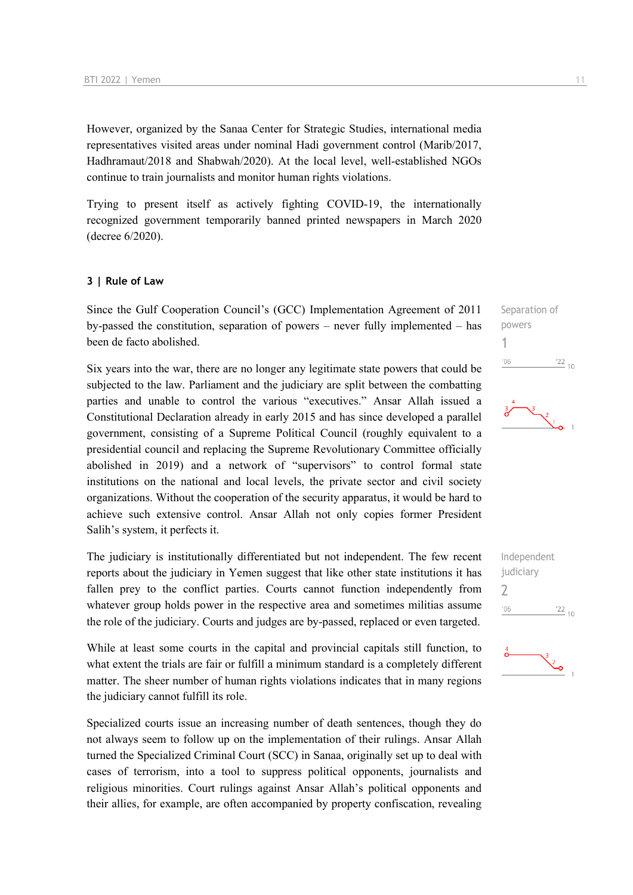However, organized by the Sanaa Center for Strategic Studies, international media representatives visited areas under nominal Hadi government control (Marib/2017, Hadhramaut/2018 and Shabwah/2020). At the local level, well-established NGOs continue to train journalists and monitor human rights violations.

Trying to present itself as actively fighting COVID-19, the internationally recognized government temporarily banned printed newspapers in March 2020 (decree 6/2020).

### 3 | Rule of Law

Separation of powers
1

Since the Gulf Cooperation Council's (GCC) Implementation Agreement of 2011 by-passed the constitution, separation of powers – never fully implemented – has been de facto abolished.

Six years into the war, there are no longer any legitimate state powers that could be subjected to the law. Parliament and the judiciary are split between the combatting parties and unable to control the various "executives." Ansar Allah issued a Constitutional Declaration already in early 2015 and has since developed a parallel government, consisting of a Supreme Political Council (roughly equivalent to a presidential council and replacing the Supreme Revolutionary Committee officially abolished in 2019) and a network of "supervisors" to control formal state institutions on the national and local levels, the private sector and civil society organizations. Without the cooperation of the security apparatus, it would be hard to achieve such extensive control. Ansar Allah not only copies former President Salih's system, it perfects it.

Independent judiciary
2

The judiciary is institutionally differentiated but not independent. The few recent reports about the judiciary in Yemen suggest that like other state institutions it has fallen prey to the conflict parties. Courts cannot function independently from whatever group holds power in the respective area and sometimes militias assume the role of the judiciary. Courts and judges are by-passed, replaced or even targeted.

While at least some courts in the capital and provincial capitals still function, to what extent the trials are fair or fulfill a minimum standard is a completely different matter. The sheer number of human rights violations indicates that in many regions the judiciary cannot fulfill its role.

Specialized courts issue an increasing number of death sentences, though they do not always seem to follow up on the implementation of their rulings. Ansar Allah turned the Specialized Criminal Court (SCC) in Sanaa, originally set up to deal with cases of terrorism, into a tool to suppress political opponents, journalists and religious minorities. Court rulings against Ansar Allah's political opponents and their allies, for example, are often accompanied by property confiscation, revealing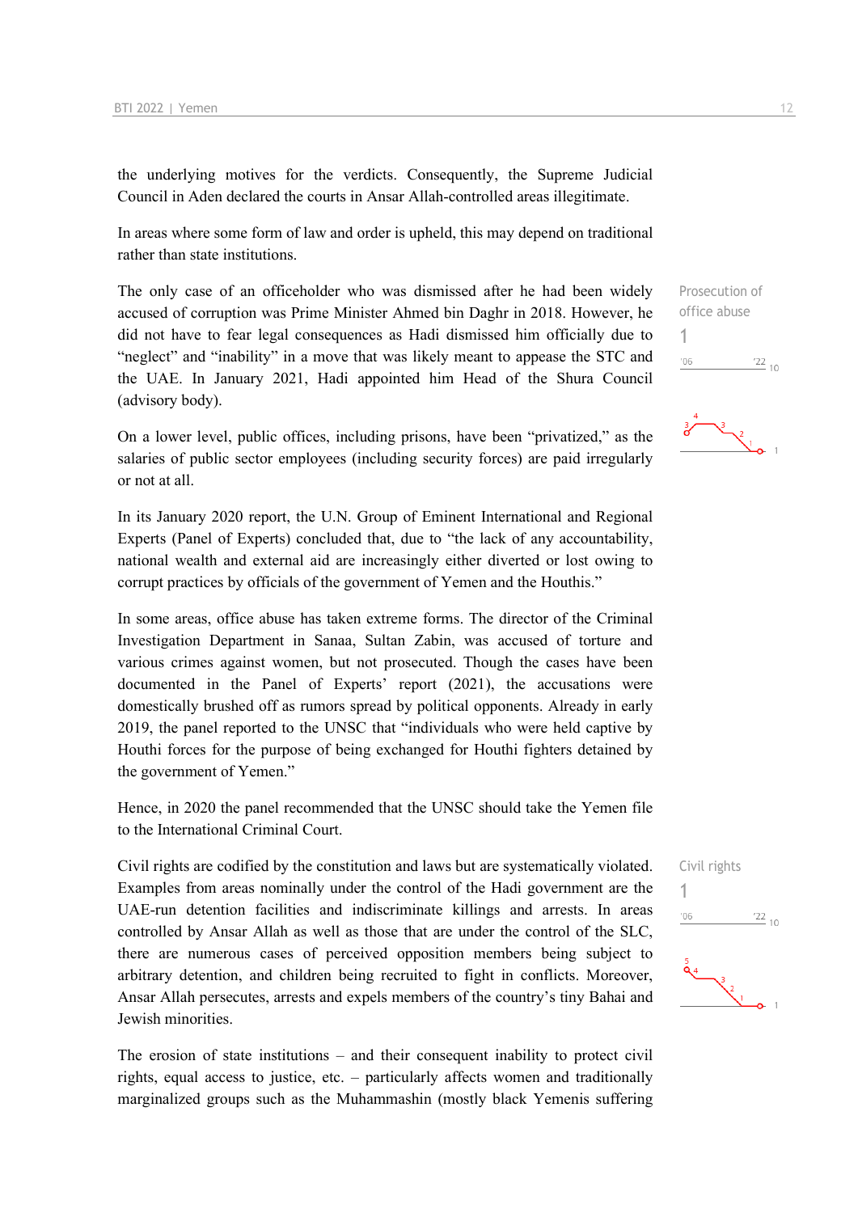the underlying motives for the verdicts. Consequently, the Supreme Judicial Council in Aden declared the courts in Ansar Allah-controlled areas illegitimate.

In areas where some form of law and order is upheld, this may depend on traditional rather than state institutions.

Prosecution of office abuse

1

The only case of an officeholder who was dismissed after he had been widely accused of corruption was Prime Minister Ahmed bin Daghr in 2018. However, he did not have to fear legal consequences as Hadi dismissed him officially due to "neglect" and "inability" in a move that was likely meant to appease the STC and the UAE. In January 2021, Hadi appointed him Head of the Shura Council (advisory body).

On a lower level, public offices, including prisons, have been "privatized," as the salaries of public sector employees (including security forces) are paid irregularly or not at all.

In its January 2020 report, the U.N. Group of Eminent International and Regional Experts (Panel of Experts) concluded that, due to "the lack of any accountability, national wealth and external aid are increasingly either diverted or lost owing to corrupt practices by officials of the government of Yemen and the Houthis."

In some areas, office abuse has taken extreme forms. The director of the Criminal Investigation Department in Sanaa, Sultan Zabin, was accused of torture and various crimes against women, but not prosecuted. Though the cases have been documented in the Panel of Experts' report (2021), the accusations were domestically brushed off as rumors spread by political opponents. Already in early 2019, the panel reported to the UNSC that "individuals who were held captive by Houthi forces for the purpose of being exchanged for Houthi fighters detained by the government of Yemen."

Hence, in 2020 the panel recommended that the UNSC should take the Yemen file to the International Criminal Court.

Civil rights

1

Civil rights are codified by the constitution and laws but are systematically violated. Examples from areas nominally under the control of the Hadi government are the UAE-run detention facilities and indiscriminate killings and arrests. In areas controlled by Ansar Allah as well as those that are under the control of the SLC, there are numerous cases of perceived opposition members being subject to arbitrary detention, and children being recruited to fight in conflicts. Moreover, Ansar Allah persecutes, arrests and expels members of the country's tiny Bahai and Jewish minorities.

The erosion of state institutions – and their consequent inability to protect civil rights, equal access to justice, etc. – particularly affects women and traditionally marginalized groups such as the Muhammashin (mostly black Yemenis suffering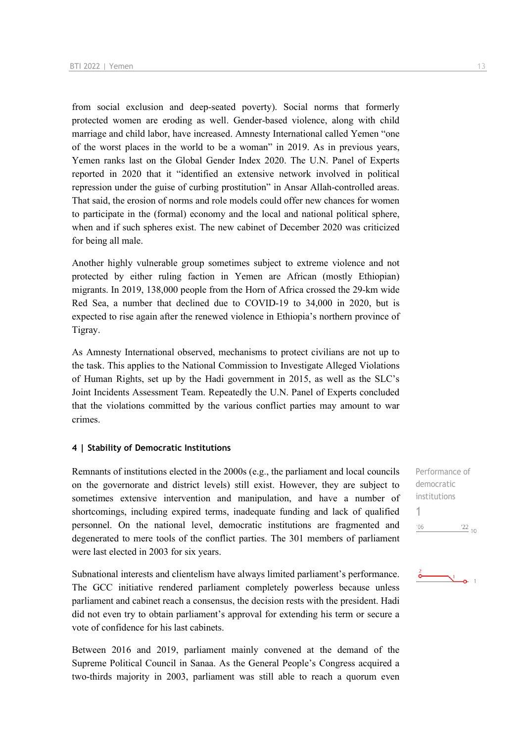from social exclusion and deep-seated poverty). Social norms that formerly protected women are eroding as well. Gender-based violence, along with child marriage and child labor, have increased. Amnesty International called Yemen "one of the worst places in the world to be a woman" in 2019. As in previous years, Yemen ranks last on the Global Gender Index 2020. The U.N. Panel of Experts reported in 2020 that it "identified an extensive network involved in political repression under the guise of curbing prostitution" in Ansar Allah-controlled areas. That said, the erosion of norms and role models could offer new chances for women to participate in the (formal) economy and the local and national political sphere, when and if such spheres exist. The new cabinet of December 2020 was criticized for being all male.

Another highly vulnerable group sometimes subject to extreme violence and not protected by either ruling faction in Yemen are African (mostly Ethiopian) migrants. In 2019, 138,000 people from the Horn of Africa crossed the 29-km wide Red Sea, a number that declined due to COVID-19 to 34,000 in 2020, but is expected to rise again after the renewed violence in Ethiopia's northern province of Tigray.

As Amnesty International observed, mechanisms to protect civilians are not up to the task. This applies to the National Commission to Investigate Alleged Violations of Human Rights, set up by the Hadi government in 2015, as well as the SLC's Joint Incidents Assessment Team. Repeatedly the U.N. Panel of Experts concluded that the violations committed by the various conflict parties may amount to war crimes.

#### 4 | Stability of Democratic Institutions

Performance of democratic institutions

1

Remnants of institutions elected in the 2000s (e.g., the parliament and local councils on the governorate and district levels) still exist. However, they are subject to sometimes extensive intervention and manipulation, and have a number of shortcomings, including expired terms, inadequate funding and lack of qualified personnel. On the national level, democratic institutions are fragmented and degenerated to mere tools of the conflict parties. The 301 members of parliament were last elected in 2003 for six years.

Subnational interests and clientelism have always limited parliament's performance. The GCC initiative rendered parliament completely powerless because unless parliament and cabinet reach a consensus, the decision rests with the president. Hadi did not even try to obtain parliament's approval for extending his term or secure a vote of confidence for his last cabinets.

Between 2016 and 2019, parliament mainly convened at the demand of the Supreme Political Council in Sanaa. As the General People's Congress acquired a two-thirds majority in 2003, parliament was still able to reach a quorum even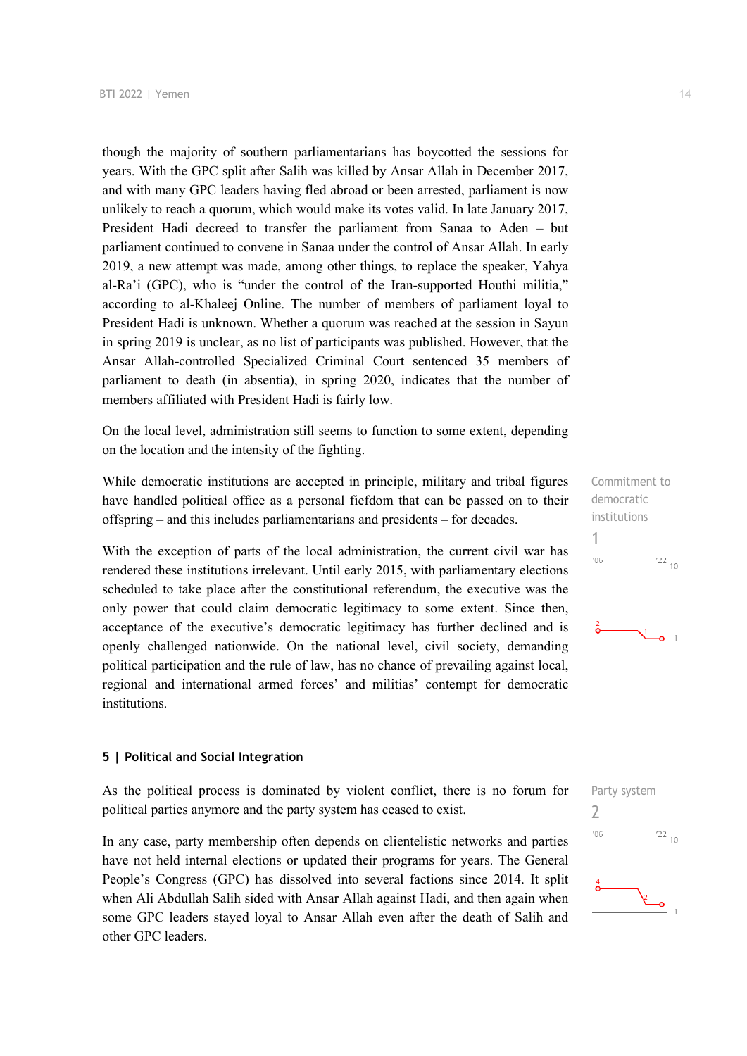though the majority of southern parliamentarians has boycotted the sessions for years. With the GPC split after Salih was killed by Ansar Allah in December 2017, and with many GPC leaders having fled abroad or been arrested, parliament is now unlikely to reach a quorum, which would make its votes valid. In late January 2017, President Hadi decreed to transfer the parliament from Sanaa to Aden – but parliament continued to convene in Sanaa under the control of Ansar Allah. In early 2019, a new attempt was made, among other things, to replace the speaker, Yahya al-Ra'i (GPC), who is "under the control of the Iran-supported Houthi militia," according to al-Khaleej Online. The number of members of parliament loyal to President Hadi is unknown. Whether a quorum was reached at the session in Sayun in spring 2019 is unclear, as no list of participants was published. However, that the Ansar Allah-controlled Specialized Criminal Court sentenced 35 members of parliament to death (in absentia), in spring 2020, indicates that the number of members affiliated with President Hadi is fairly low.

On the local level, administration still seems to function to some extent, depending on the location and the intensity of the fighting.

Commitment to democratic institutions
1

While democratic institutions are accepted in principle, military and tribal figures have handled political office as a personal fiefdom that can be passed on to their offspring – and this includes parliamentarians and presidents – for decades.

With the exception of parts of the local administration, the current civil war has rendered these institutions irrelevant. Until early 2015, with parliamentary elections scheduled to take place after the constitutional referendum, the executive was the only power that could claim democratic legitimacy to some extent. Since then, acceptance of the executive's democratic legitimacy has further declined and is openly challenged nationwide. On the national level, civil society, demanding political participation and the rule of law, has no chance of prevailing against local, regional and international armed forces' and militias' contempt for democratic institutions.

## 5 | Political and Social Integration

Party system
2

As the political process is dominated by violent conflict, there is no forum for political parties anymore and the party system has ceased to exist.

In any case, party membership often depends on clientelistic networks and parties have not held internal elections or updated their programs for years. The General People's Congress (GPC) has dissolved into several factions since 2014. It split when Ali Abdullah Salih sided with Ansar Allah against Hadi, and then again when some GPC leaders stayed loyal to Ansar Allah even after the death of Salih and other GPC leaders.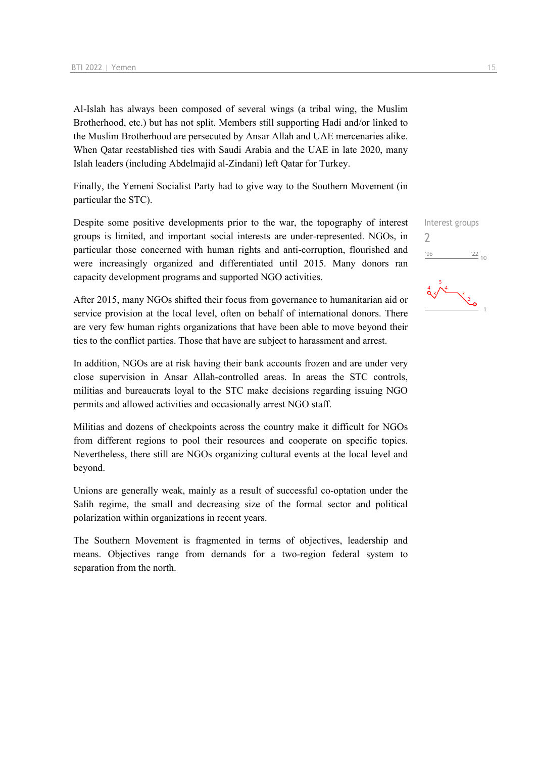Al-Islah has always been composed of several wings (a tribal wing, the Muslim Brotherhood, etc.) but has not split. Members still supporting Hadi and/or linked to the Muslim Brotherhood are persecuted by Ansar Allah and UAE mercenaries alike. When Qatar reestablished ties with Saudi Arabia and the UAE in late 2020, many Islah leaders (including Abdelmajid al-Zindani) left Qatar for Turkey.

Finally, the Yemeni Socialist Party had to give way to the Southern Movement (in particular the STC).

Interest groups
2

Despite some positive developments prior to the war, the topography of interest groups is limited, and important social interests are under-represented. NGOs, in particular those concerned with human rights and anti-corruption, flourished and were increasingly organized and differentiated until 2015. Many donors ran capacity development programs and supported NGO activities.

After 2015, many NGOs shifted their focus from governance to humanitarian aid or service provision at the local level, often on behalf of international donors. There are very few human rights organizations that have been able to move beyond their ties to the conflict parties. Those that have are subject to harassment and arrest.

In addition, NGOs are at risk having their bank accounts frozen and are under very close supervision in Ansar Allah-controlled areas. In areas the STC controls, militias and bureaucrats loyal to the STC make decisions regarding issuing NGO permits and allowed activities and occasionally arrest NGO staff.

Militias and dozens of checkpoints across the country make it difficult for NGOs from different regions to pool their resources and cooperate on specific topics. Nevertheless, there still are NGOs organizing cultural events at the local level and beyond.

Unions are generally weak, mainly as a result of successful co-optation under the Salih regime, the small and decreasing size of the formal sector and political polarization within organizations in recent years.

The Southern Movement is fragmented in terms of objectives, leadership and means. Objectives range from demands for a two-region federal system to separation from the north.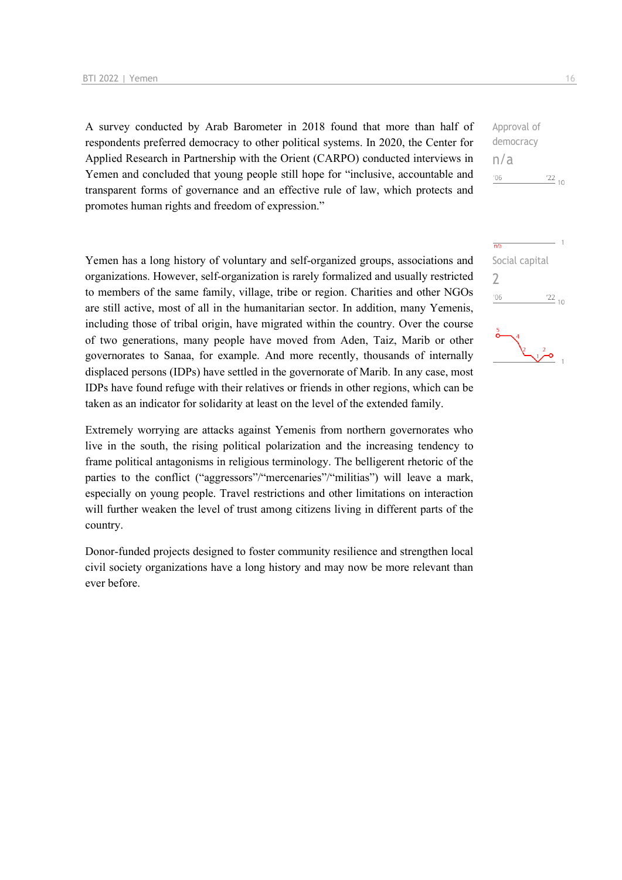A survey conducted by Arab Barometer in 2018 found that more than half of respondents preferred democracy to other political systems. In 2020, the Center for Applied Research in Partnership with the Orient (CARPO) conducted interviews in Yemen and concluded that young people still hope for “inclusive, accountable and transparent forms of governance and an effective rule of law, which protects and promotes human rights and freedom of expression.”

Approval of democracy
n/a

Yemen has a long history of voluntary and self-organized groups, associations and organizations. However, self-organization is rarely formalized and usually restricted to members of the same family, village, tribe or region. Charities and other NGOs are still active, most of all in the humanitarian sector. In addition, many Yemenis, including those of tribal origin, have migrated within the country. Over the course of two generations, many people have moved from Aden, Taiz, Marib or other governorates to Sanaa, for example. And more recently, thousands of internally displaced persons (IDPs) have settled in the governorate of Marib. In any case, most IDPs have found refuge with their relatives or friends in other regions, which can be taken as an indicator for solidarity at least on the level of the extended family.

Social capital
2

Extremely worrying are attacks against Yemenis from northern governorates who live in the south, the rising political polarization and the increasing tendency to frame political antagonisms in religious terminology. The belligerent rhetoric of the parties to the conflict (“aggressors”/“mercenaries”/“militias”) will leave a mark, especially on young people. Travel restrictions and other limitations on interaction will further weaken the level of trust among citizens living in different parts of the country.

Donor-funded projects designed to foster community resilience and strengthen local civil society organizations have a long history and may now be more relevant than ever before.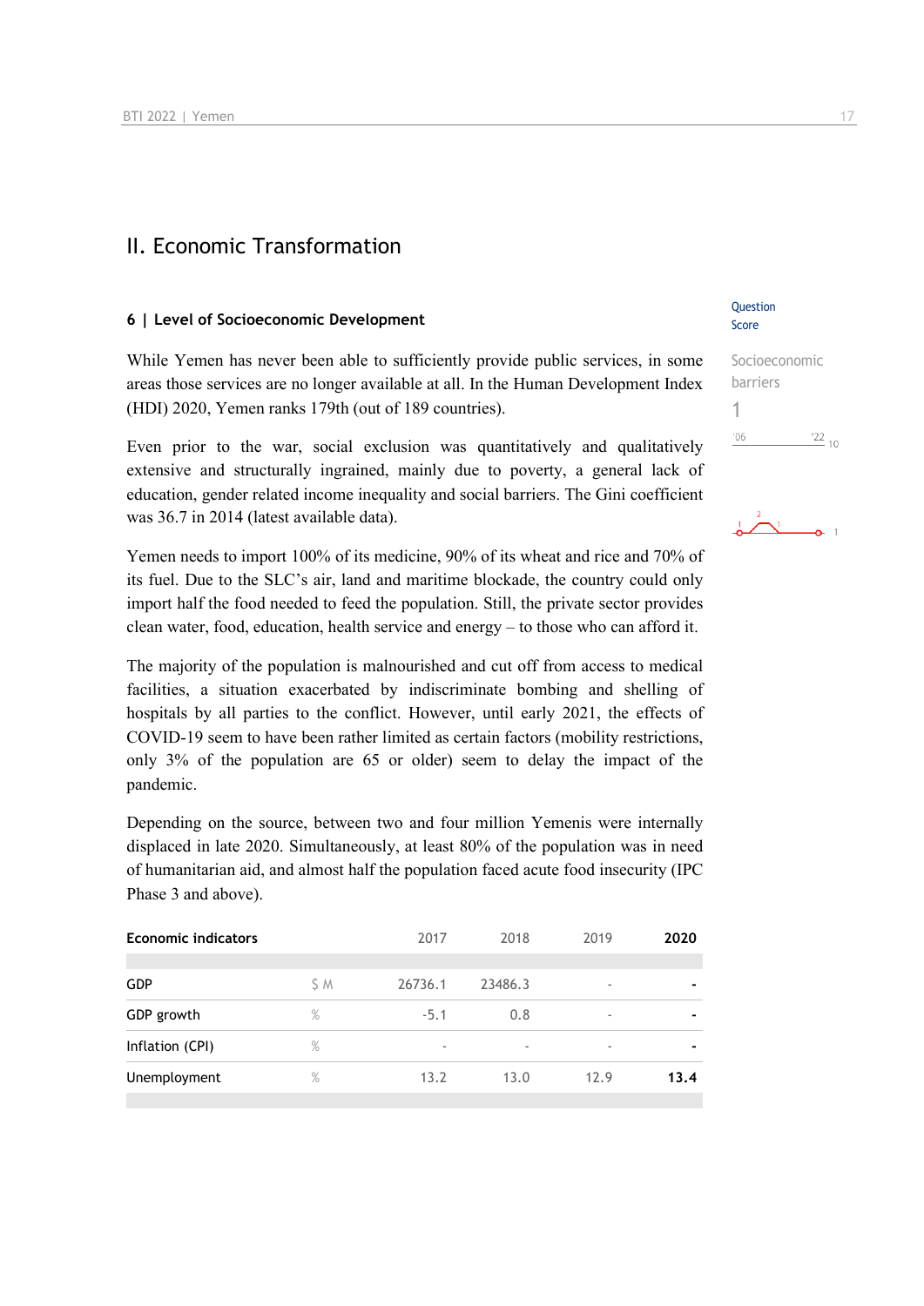## II. Economic Transformation

### 6 | Level of Socioeconomic Development

Question Score

Socioeconomic barriers

1

While Yemen has never been able to sufficiently provide public services, in some areas those services are no longer available at all. In the Human Development Index (HDI) 2020, Yemen ranks 179th (out of 189 countries).

Even prior to the war, social exclusion was quantitatively and qualitatively extensive and structurally ingrained, mainly due to poverty, a general lack of education, gender related income inequality and social barriers. The Gini coefficient was 36.7 in 2014 (latest available data).

Yemen needs to import 100% of its medicine, 90% of its wheat and rice and 70% of its fuel. Due to the SLC's air, land and maritime blockade, the country could only import half the food needed to feed the population. Still, the private sector provides clean water, food, education, health service and energy – to those who can afford it.

The majority of the population is malnourished and cut off from access to medical facilities, a situation exacerbated by indiscriminate bombing and shelling of hospitals by all parties to the conflict. However, until early 2021, the effects of COVID-19 seem to have been rather limited as certain factors (mobility restrictions, only 3% of the population are 65 or older) seem to delay the impact of the pandemic.

Depending on the source, between two and four million Yemenis were internally displaced in late 2020. Simultaneously, at least 80% of the population was in need of humanitarian aid, and almost half the population faced acute food insecurity (IPC Phase 3 and above).

| Economic indicators | | 2017 | 2018 | 2019 | 2020 |
|---|---|---|---|---|---|
| GDP | $ M | 26736.1 | 23486.3 | - | - |
| GDP growth | % | -5.1 | 0.8 | - | - |
| Inflation (CPI) | % | - | - | - | - |
| Unemployment | % | 13.2 | 13.0 | 12.9 | 13.4 |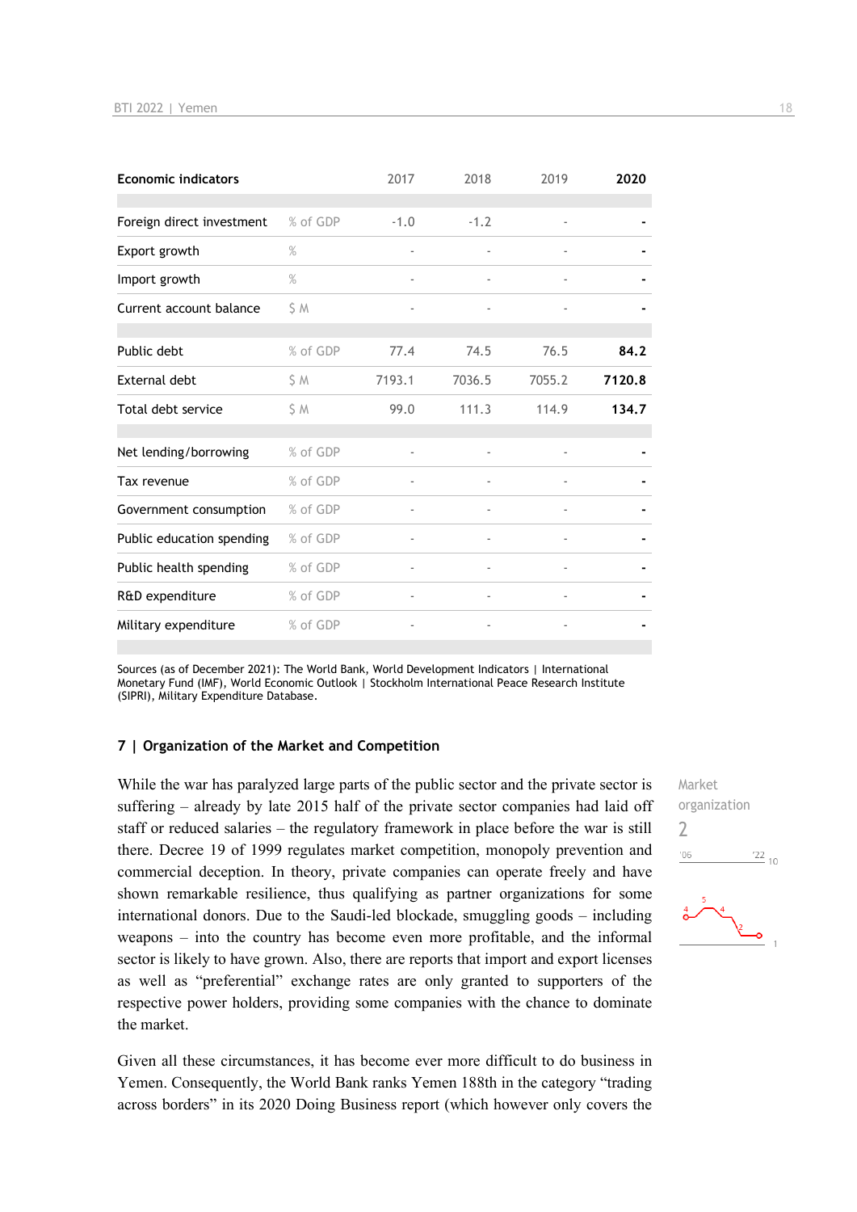| Economic indicators | | 2017 | 2018 | 2019 | 2020 |
|---|---|---|---|---|---|
| Foreign direct investment | % of GDP | -1.0 | -1.2 | - | - |
| Export growth | % | - | - | - | - |
| Import growth | % | - | - | - | - |
| Current account balance | $ M | - | - | - | - |
| Public debt | % of GDP | 77.4 | 74.5 | 76.5 | 84.2 |
| External debt | $ M | 7193.1 | 7036.5 | 7055.2 | 7120.8 |
| Total debt service | $ M | 99.0 | 111.3 | 114.9 | 134.7 |
| Net lending/borrowing | % of GDP | - | - | - | - |
| Tax revenue | % of GDP | - | - | - | - |
| Government consumption | % of GDP | - | - | - | - |
| Public education spending | % of GDP | - | - | - | - |
| Public health spending | % of GDP | - | - | - | - |
| R&D expenditure | % of GDP | - | - | - | - |
| Military expenditure | % of GDP | - | - | - | - |

Sources (as of December 2021): The World Bank, World Development Indicators | International Monetary Fund (IMF), World Economic Outlook | Stockholm International Peace Research Institute (SIPRI), Military Expenditure Database.

## 7 | Organization of the Market and Competition

Market organization
2

While the war has paralyzed large parts of the public sector and the private sector is suffering – already by late 2015 half of the private sector companies had laid off staff or reduced salaries – the regulatory framework in place before the war is still there. Decree 19 of 1999 regulates market competition, monopoly prevention and commercial deception. In theory, private companies can operate freely and have shown remarkable resilience, thus qualifying as partner organizations for some international donors. Due to the Saudi-led blockade, smuggling goods – including weapons – into the country has become even more profitable, and the informal sector is likely to have grown. Also, there are reports that import and export licenses as well as "preferential" exchange rates are only granted to supporters of the respective power holders, providing some companies with the chance to dominate the market.

Given all these circumstances, it has become ever more difficult to do business in Yemen. Consequently, the World Bank ranks Yemen 188th in the category "trading across borders" in its 2020 Doing Business report (which however only covers the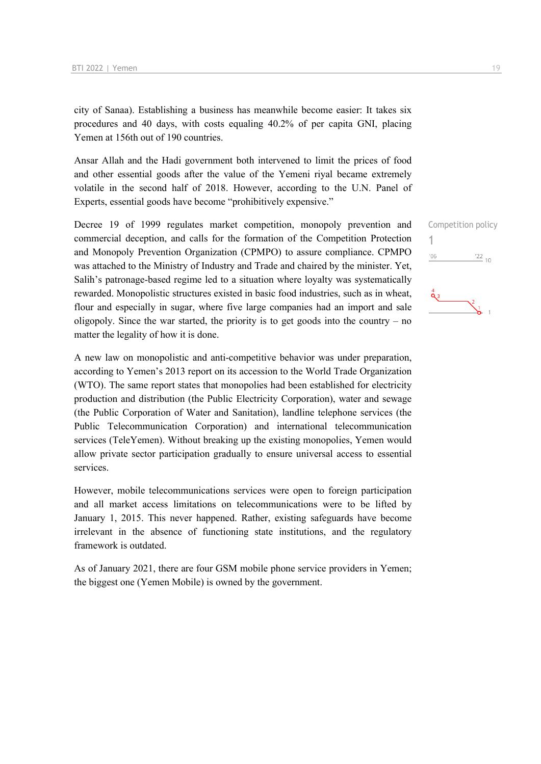city of Sanaa). Establishing a business has meanwhile become easier: It takes six procedures and 40 days, with costs equaling 40.2% of per capita GNI, placing Yemen at 156th out of 190 countries.

Ansar Allah and the Hadi government both intervened to limit the prices of food and other essential goods after the value of the Yemeni riyal became extremely volatile in the second half of 2018. However, according to the U.N. Panel of Experts, essential goods have become "prohibitively expensive."

Competition policy
1

Decree 19 of 1999 regulates market competition, monopoly prevention and commercial deception, and calls for the formation of the Competition Protection and Monopoly Prevention Organization (CPMPO) to assure compliance. CPMPO was attached to the Ministry of Industry and Trade and chaired by the minister. Yet, Salih's patronage-based regime led to a situation where loyalty was systematically rewarded. Monopolistic structures existed in basic food industries, such as in wheat, flour and especially in sugar, where five large companies had an import and sale oligopoly. Since the war started, the priority is to get goods into the country – no matter the legality of how it is done.

A new law on monopolistic and anti-competitive behavior was under preparation, according to Yemen's 2013 report on its accession to the World Trade Organization (WTO). The same report states that monopolies had been established for electricity production and distribution (the Public Electricity Corporation), water and sewage (the Public Corporation of Water and Sanitation), landline telephone services (the Public Telecommunication Corporation) and international telecommunication services (TeleYemen). Without breaking up the existing monopolies, Yemen would allow private sector participation gradually to ensure universal access to essential services.

However, mobile telecommunications services were open to foreign participation and all market access limitations on telecommunications were to be lifted by January 1, 2015. This never happened. Rather, existing safeguards have become irrelevant in the absence of functioning state institutions, and the regulatory framework is outdated.

As of January 2021, there are four GSM mobile phone service providers in Yemen; the biggest one (Yemen Mobile) is owned by the government.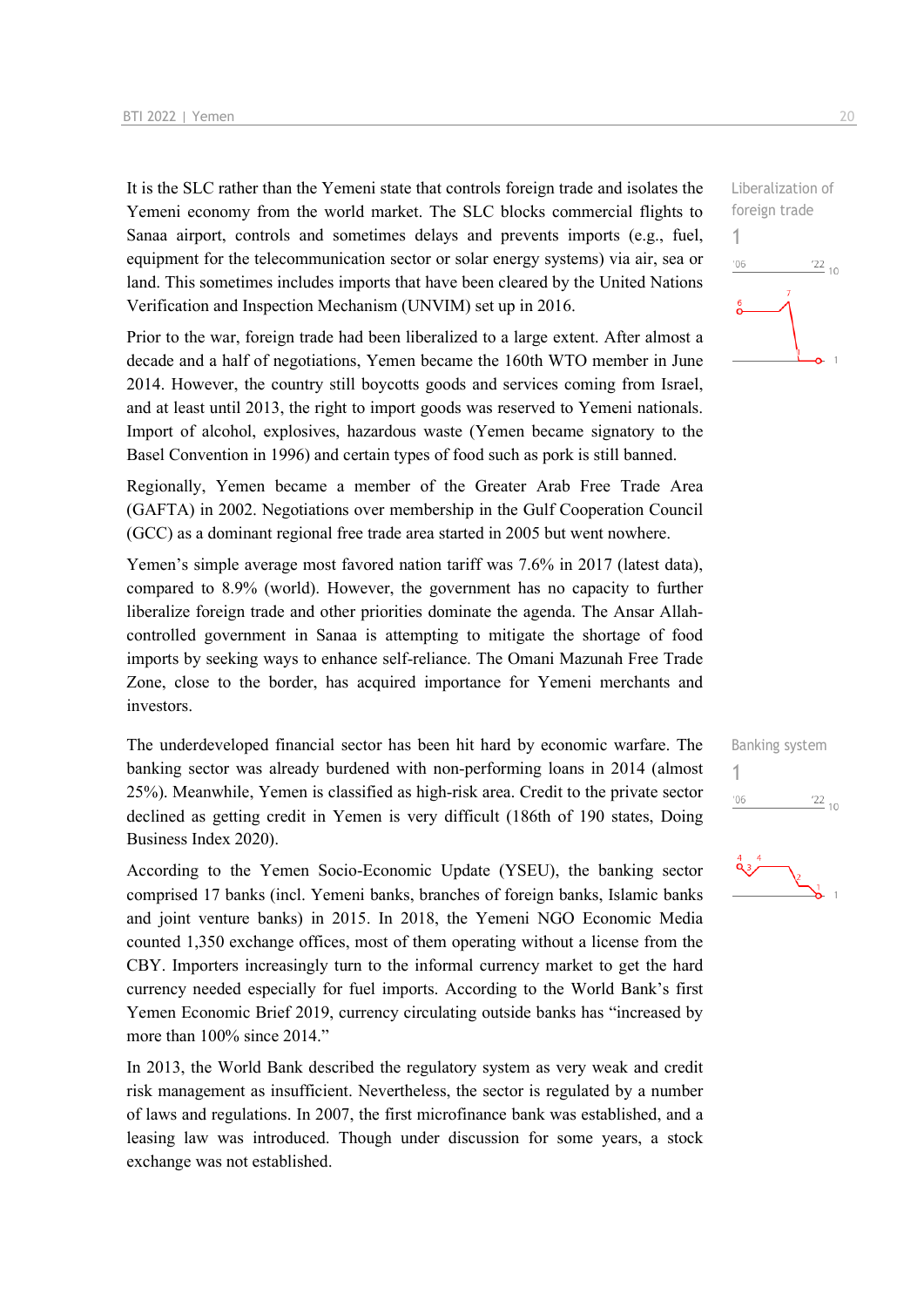It is the SLC rather than the Yemeni state that controls foreign trade and isolates the Yemeni economy from the world market. The SLC blocks commercial flights to Sanaa airport, controls and sometimes delays and prevents imports (e.g., fuel, equipment for the telecommunication sector or solar energy systems) via air, sea or land. This sometimes includes imports that have been cleared by the United Nations Verification and Inspection Mechanism (UNVIM) set up in 2016.

Liberalization of foreign trade

1

Prior to the war, foreign trade had been liberalized to a large extent. After almost a decade and a half of negotiations, Yemen became the 160th WTO member in June 2014. However, the country still boycotts goods and services coming from Israel, and at least until 2013, the right to import goods was reserved to Yemeni nationals. Import of alcohol, explosives, hazardous waste (Yemen became signatory to the Basel Convention in 1996) and certain types of food such as pork is still banned.

Regionally, Yemen became a member of the Greater Arab Free Trade Area (GAFTA) in 2002. Negotiations over membership in the Gulf Cooperation Council (GCC) as a dominant regional free trade area started in 2005 but went nowhere.

Yemen's simple average most favored nation tariff was 7.6% in 2017 (latest data), compared to 8.9% (world). However, the government has no capacity to further liberalize foreign trade and other priorities dominate the agenda. The Ansar Allah-controlled government in Sanaa is attempting to mitigate the shortage of food imports by seeking ways to enhance self-reliance. The Omani Mazunah Free Trade Zone, close to the border, has acquired importance for Yemeni merchants and investors.

The underdeveloped financial sector has been hit hard by economic warfare. The banking sector was already burdened with non-performing loans in 2014 (almost 25%). Meanwhile, Yemen is classified as high-risk area. Credit to the private sector declined as getting credit in Yemen is very difficult (186th of 190 states, Doing Business Index 2020).

Banking system

1

According to the Yemen Socio-Economic Update (YSEU), the banking sector comprised 17 banks (incl. Yemeni banks, branches of foreign banks, Islamic banks and joint venture banks) in 2015. In 2018, the Yemeni NGO Economic Media counted 1,350 exchange offices, most of them operating without a license from the CBY. Importers increasingly turn to the informal currency market to get the hard currency needed especially for fuel imports. According to the World Bank's first Yemen Economic Brief 2019, currency circulating outside banks has "increased by more than 100% since 2014."

In 2013, the World Bank described the regulatory system as very weak and credit risk management as insufficient. Nevertheless, the sector is regulated by a number of laws and regulations. In 2007, the first microfinance bank was established, and a leasing law was introduced. Though under discussion for some years, a stock exchange was not established.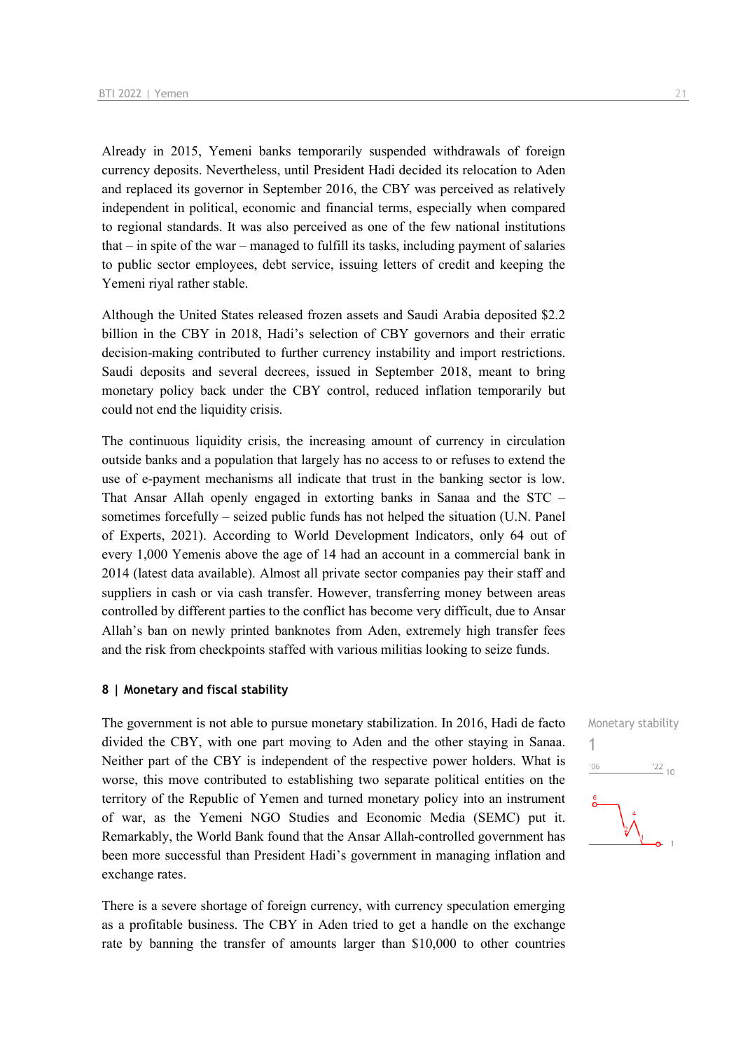Already in 2015, Yemeni banks temporarily suspended withdrawals of foreign currency deposits. Nevertheless, until President Hadi decided its relocation to Aden and replaced its governor in September 2016, the CBY was perceived as relatively independent in political, economic and financial terms, especially when compared to regional standards. It was also perceived as one of the few national institutions that – in spite of the war – managed to fulfill its tasks, including payment of salaries to public sector employees, debt service, issuing letters of credit and keeping the Yemeni riyal rather stable.

Although the United States released frozen assets and Saudi Arabia deposited $2.2 billion in the CBY in 2018, Hadi's selection of CBY governors and their erratic decision-making contributed to further currency instability and import restrictions. Saudi deposits and several decrees, issued in September 2018, meant to bring monetary policy back under the CBY control, reduced inflation temporarily but could not end the liquidity crisis.

The continuous liquidity crisis, the increasing amount of currency in circulation outside banks and a population that largely has no access to or refuses to extend the use of e-payment mechanisms all indicate that trust in the banking sector is low. That Ansar Allah openly engaged in extorting banks in Sanaa and the STC – sometimes forcefully – seized public funds has not helped the situation (U.N. Panel of Experts, 2021). According to World Development Indicators, only 64 out of every 1,000 Yemenis above the age of 14 had an account in a commercial bank in 2014 (latest data available). Almost all private sector companies pay their staff and suppliers in cash or via cash transfer. However, transferring money between areas controlled by different parties to the conflict has become very difficult, due to Ansar Allah's ban on newly printed banknotes from Aden, extremely high transfer fees and the risk from checkpoints staffed with various militias looking to seize funds.

## 8 | Monetary and fiscal stability

Monetary stability
1

The government is not able to pursue monetary stabilization. In 2016, Hadi de facto divided the CBY, with one part moving to Aden and the other staying in Sanaa. Neither part of the CBY is independent of the respective power holders. What is worse, this move contributed to establishing two separate political entities on the territory of the Republic of Yemen and turned monetary policy into an instrument of war, as the Yemeni NGO Studies and Economic Media (SEMC) put it. Remarkably, the World Bank found that the Ansar Allah-controlled government has been more successful than President Hadi's government in managing inflation and exchange rates.

There is a severe shortage of foreign currency, with currency speculation emerging as a profitable business. The CBY in Aden tried to get a handle on the exchange rate by banning the transfer of amounts larger than $10,000 to other countries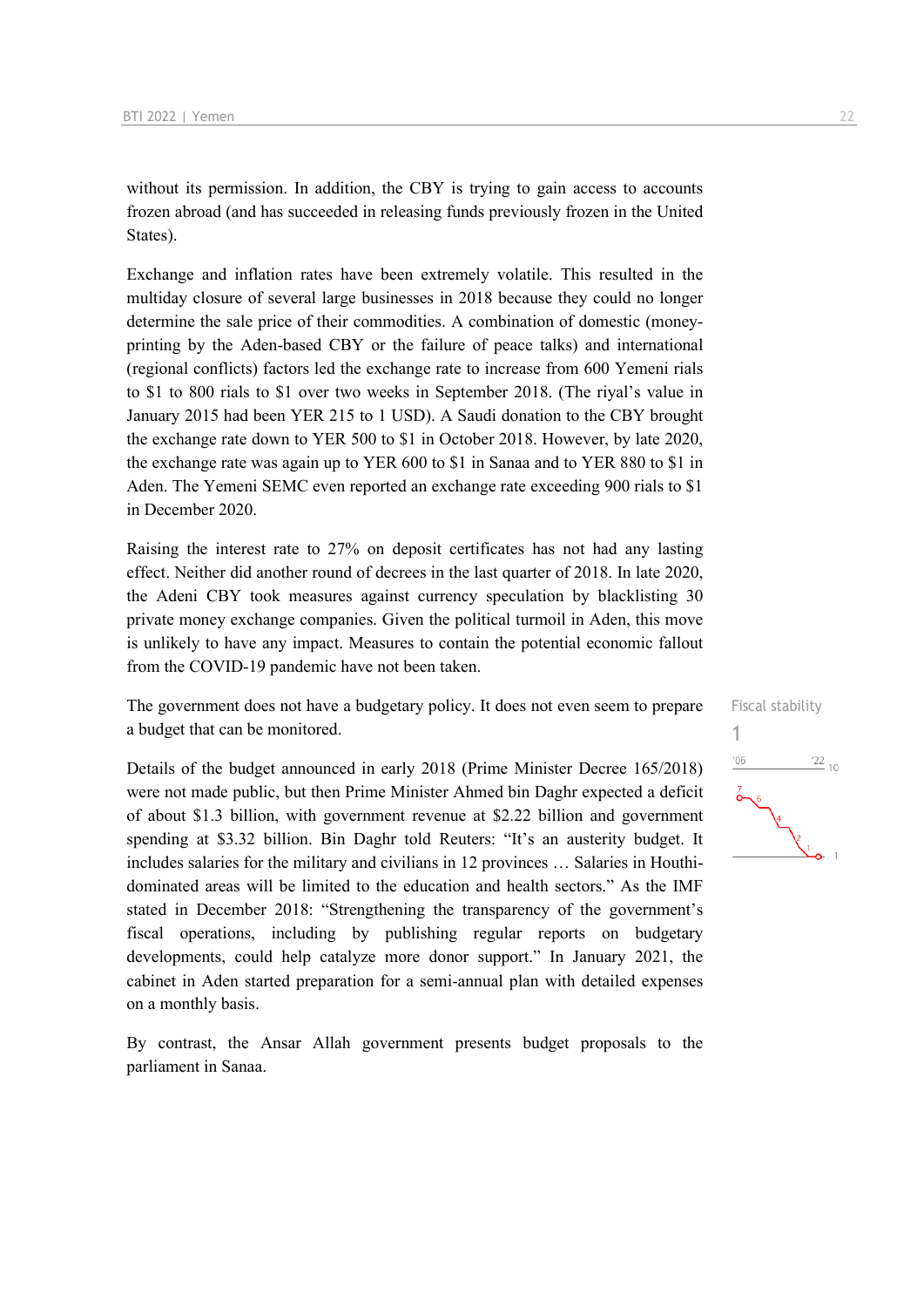without its permission. In addition, the CBY is trying to gain access to accounts frozen abroad (and has succeeded in releasing funds previously frozen in the United States).

Exchange and inflation rates have been extremely volatile. This resulted in the multiday closure of several large businesses in 2018 because they could no longer determine the sale price of their commodities. A combination of domestic (money-printing by the Aden-based CBY or the failure of peace talks) and international (regional conflicts) factors led the exchange rate to increase from 600 Yemeni rials to $1 to 800 rials to $1 over two weeks in September 2018. (The riyal's value in January 2015 had been YER 215 to 1 USD). A Saudi donation to the CBY brought the exchange rate down to YER 500 to $1 in October 2018. However, by late 2020, the exchange rate was again up to YER 600 to $1 in Sanaa and to YER 880 to $1 in Aden. The Yemeni SEMC even reported an exchange rate exceeding 900 rials to $1 in December 2020.

Raising the interest rate to 27% on deposit certificates has not had any lasting effect. Neither did another round of decrees in the last quarter of 2018. In late 2020, the Adeni CBY took measures against currency speculation by blacklisting 30 private money exchange companies. Given the political turmoil in Aden, this move is unlikely to have any impact. Measures to contain the potential economic fallout from the COVID-19 pandemic have not been taken.

Fiscal stability

1

The government does not have a budgetary policy. It does not even seem to prepare a budget that can be monitored.

Details of the budget announced in early 2018 (Prime Minister Decree 165/2018) were not made public, but then Prime Minister Ahmed bin Daghr expected a deficit of about $1.3 billion, with government revenue at $2.22 billion and government spending at $3.32 billion. Bin Daghr told Reuters: "It's an austerity budget. It includes salaries for the military and civilians in 12 provinces … Salaries in Houthi-dominated areas will be limited to the education and health sectors." As the IMF stated in December 2018: "Strengthening the transparency of the government's fiscal operations, including by publishing regular reports on budgetary developments, could help catalyze more donor support." In January 2021, the cabinet in Aden started preparation for a semi-annual plan with detailed expenses on a monthly basis.

By contrast, the Ansar Allah government presents budget proposals to the parliament in Sanaa.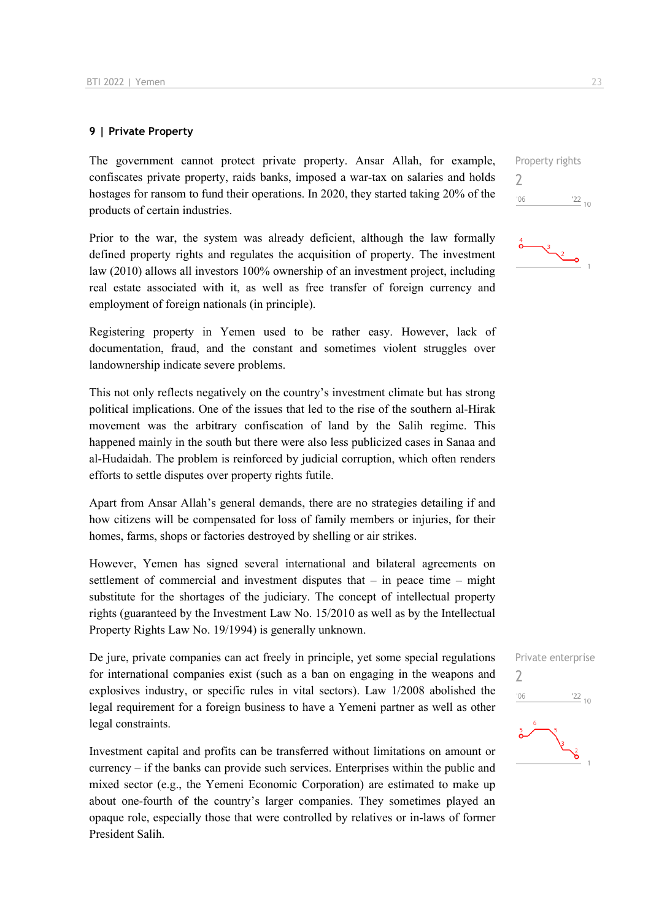## 9 | Private Property

The government cannot protect private property. Ansar Allah, for example, confiscates private property, raids banks, imposed a war-tax on salaries and holds hostages for ransom to fund their operations. In 2020, they started taking 20% of the products of certain industries.

Property rights
2

Prior to the war, the system was already deficient, although the law formally defined property rights and regulates the acquisition of property. The investment law (2010) allows all investors 100% ownership of an investment project, including real estate associated with it, as well as free transfer of foreign currency and employment of foreign nationals (in principle).

Registering property in Yemen used to be rather easy. However, lack of documentation, fraud, and the constant and sometimes violent struggles over landownership indicate severe problems.

This not only reflects negatively on the country's investment climate but has strong political implications. One of the issues that led to the rise of the southern al-Hirak movement was the arbitrary confiscation of land by the Salih regime. This happened mainly in the south but there were also less publicized cases in Sanaa and al-Hudaidah. The problem is reinforced by judicial corruption, which often renders efforts to settle disputes over property rights futile.

Apart from Ansar Allah's general demands, there are no strategies detailing if and how citizens will be compensated for loss of family members or injuries, for their homes, farms, shops or factories destroyed by shelling or air strikes.

However, Yemen has signed several international and bilateral agreements on settlement of commercial and investment disputes that – in peace time – might substitute for the shortages of the judiciary. The concept of intellectual property rights (guaranteed by the Investment Law No. 15/2010 as well as by the Intellectual Property Rights Law No. 19/1994) is generally unknown.

De jure, private companies can act freely in principle, yet some special regulations for international companies exist (such as a ban on engaging in the weapons and explosives industry, or specific rules in vital sectors). Law 1/2008 abolished the legal requirement for a foreign business to have a Yemeni partner as well as other legal constraints.

Private enterprise
2

Investment capital and profits can be transferred without limitations on amount or currency – if the banks can provide such services. Enterprises within the public and mixed sector (e.g., the Yemeni Economic Corporation) are estimated to make up about one-fourth of the country's larger companies. They sometimes played an opaque role, especially those that were controlled by relatives or in-laws of former President Salih.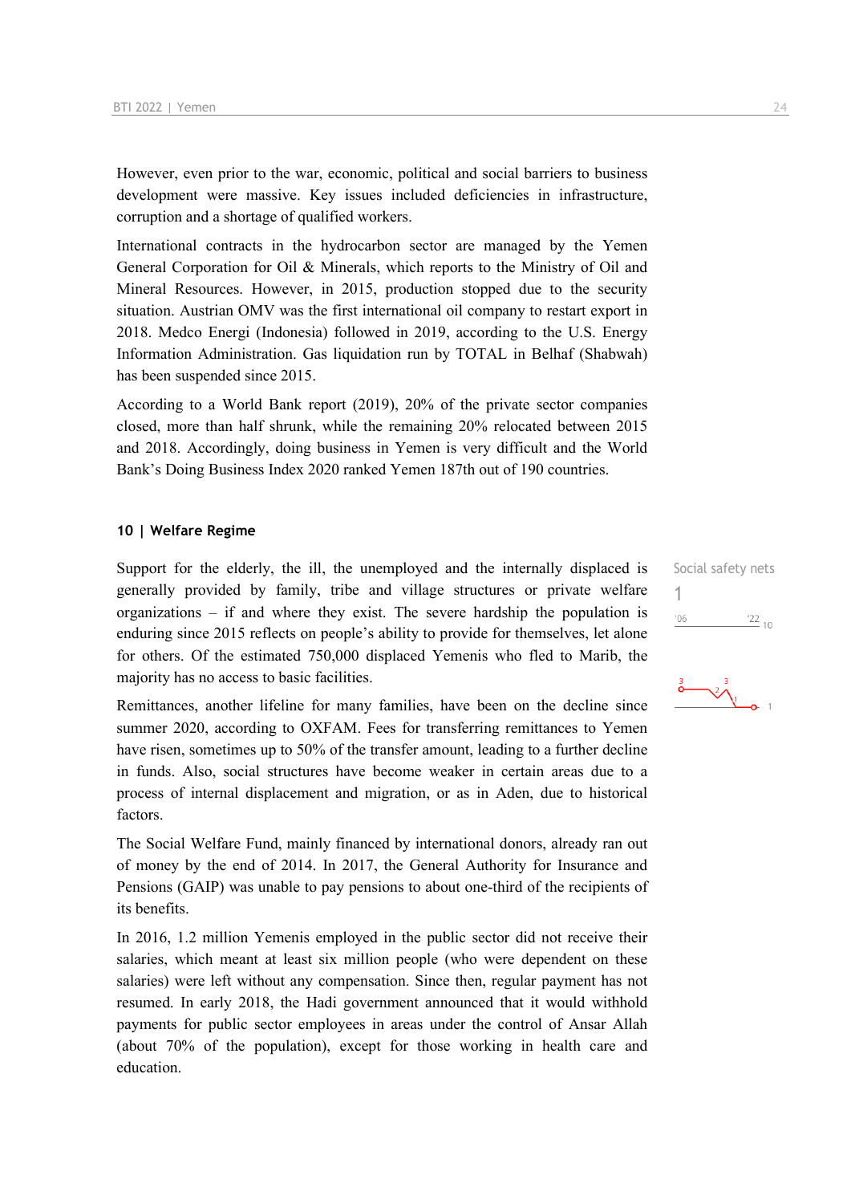However, even prior to the war, economic, political and social barriers to business development were massive. Key issues included deficiencies in infrastructure, corruption and a shortage of qualified workers.

International contracts in the hydrocarbon sector are managed by the Yemen General Corporation for Oil & Minerals, which reports to the Ministry of Oil and Mineral Resources. However, in 2015, production stopped due to the security situation. Austrian OMV was the first international oil company to restart export in 2018. Medco Energi (Indonesia) followed in 2019, according to the U.S. Energy Information Administration. Gas liquidation run by TOTAL in Belhaf (Shabwah) has been suspended since 2015.

According to a World Bank report (2019), 20% of the private sector companies closed, more than half shrunk, while the remaining 20% relocated between 2015 and 2018. Accordingly, doing business in Yemen is very difficult and the World Bank's Doing Business Index 2020 ranked Yemen 187th out of 190 countries.

## 10 | Welfare Regime

Social safety nets
1

Support for the elderly, the ill, the unemployed and the internally displaced is generally provided by family, tribe and village structures or private welfare organizations – if and where they exist. The severe hardship the population is enduring since 2015 reflects on people's ability to provide for themselves, let alone for others. Of the estimated 750,000 displaced Yemenis who fled to Marib, the majority has no access to basic facilities.

Remittances, another lifeline for many families, have been on the decline since summer 2020, according to OXFAM. Fees for transferring remittances to Yemen have risen, sometimes up to 50% of the transfer amount, leading to a further decline in funds. Also, social structures have become weaker in certain areas due to a process of internal displacement and migration, or as in Aden, due to historical factors.

The Social Welfare Fund, mainly financed by international donors, already ran out of money by the end of 2014. In 2017, the General Authority for Insurance and Pensions (GAIP) was unable to pay pensions to about one-third of the recipients of its benefits.

In 2016, 1.2 million Yemenis employed in the public sector did not receive their salaries, which meant at least six million people (who were dependent on these salaries) were left without any compensation. Since then, regular payment has not resumed. In early 2018, the Hadi government announced that it would withhold payments for public sector employees in areas under the control of Ansar Allah (about 70% of the population), except for those working in health care and education.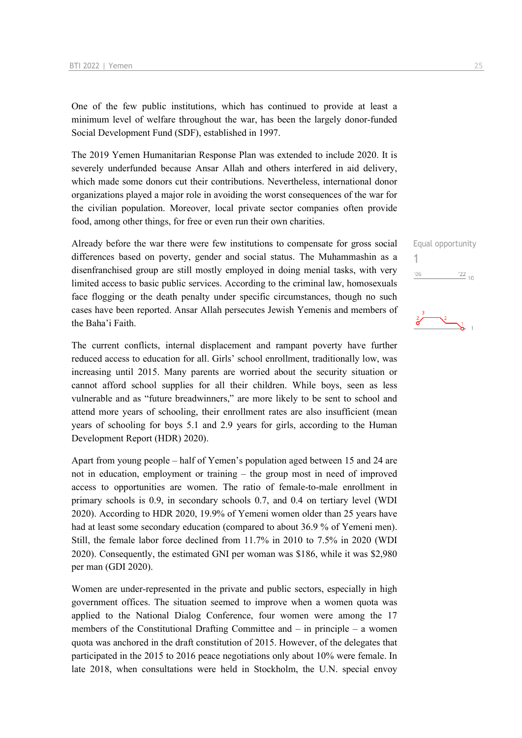One of the few public institutions, which has continued to provide at least a minimum level of welfare throughout the war, has been the largely donor-funded Social Development Fund (SDF), established in 1997.

The 2019 Yemen Humanitarian Response Plan was extended to include 2020. It is severely underfunded because Ansar Allah and others interfered in aid delivery, which made some donors cut their contributions. Nevertheless, international donor organizations played a major role in avoiding the worst consequences of the war for the civilian population. Moreover, local private sector companies often provide food, among other things, for free or even run their own charities.

Equal opportunity
1

Already before the war there were few institutions to compensate for gross social differences based on poverty, gender and social status. The Muhammashin as a disenfranchised group are still mostly employed in doing menial tasks, with very limited access to basic public services. According to the criminal law, homosexuals face flogging or the death penalty under specific circumstances, though no such cases have been reported. Ansar Allah persecutes Jewish Yemenis and members of the Baha'i Faith.

The current conflicts, internal displacement and rampant poverty have further reduced access to education for all. Girls' school enrollment, traditionally low, was increasing until 2015. Many parents are worried about the security situation or cannot afford school supplies for all their children. While boys, seen as less vulnerable and as "future breadwinners," are more likely to be sent to school and attend more years of schooling, their enrollment rates are also insufficient (mean years of schooling for boys 5.1 and 2.9 years for girls, according to the Human Development Report (HDR) 2020).

Apart from young people – half of Yemen's population aged between 15 and 24 are not in education, employment or training – the group most in need of improved access to opportunities are women. The ratio of female-to-male enrollment in primary schools is 0.9, in secondary schools 0.7, and 0.4 on tertiary level (WDI 2020). According to HDR 2020, 19.9% of Yemeni women older than 25 years have had at least some secondary education (compared to about 36.9 % of Yemeni men). Still, the female labor force declined from 11.7% in 2010 to 7.5% in 2020 (WDI 2020). Consequently, the estimated GNI per woman was $186, while it was $2,980 per man (GDI 2020).

Women are under-represented in the private and public sectors, especially in high government offices. The situation seemed to improve when a women quota was applied to the National Dialog Conference, four women were among the 17 members of the Constitutional Drafting Committee and – in principle – a women quota was anchored in the draft constitution of 2015. However, of the delegates that participated in the 2015 to 2016 peace negotiations only about 10% were female. In late 2018, when consultations were held in Stockholm, the U.N. special envoy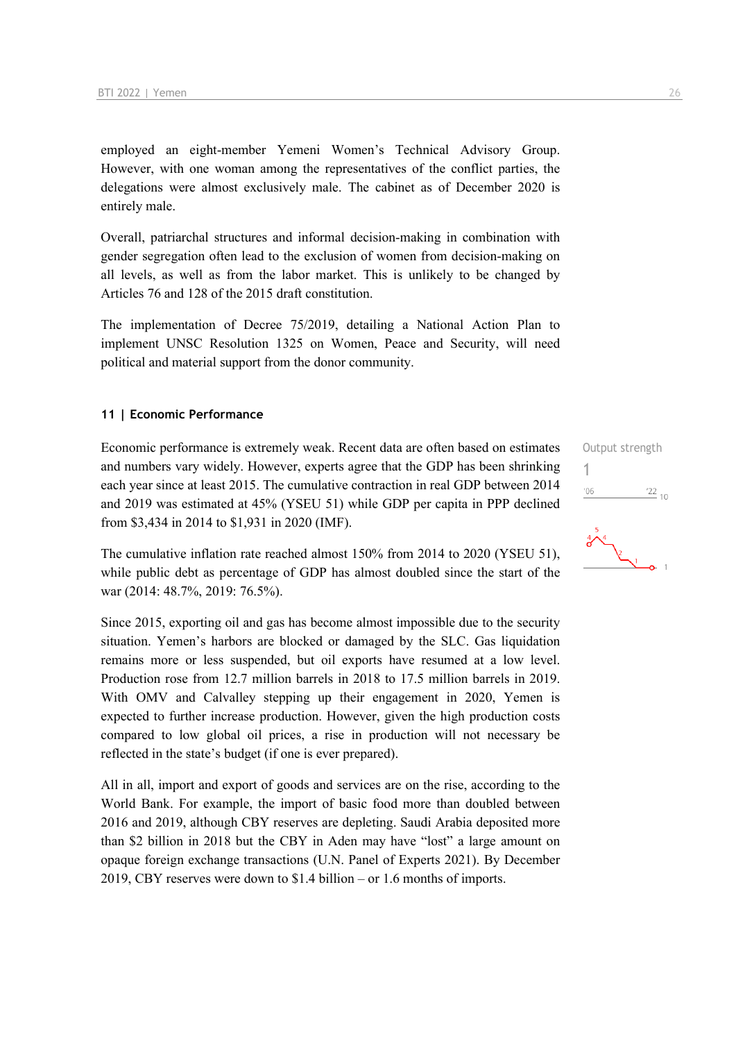employed an eight-member Yemeni Women's Technical Advisory Group. However, with one woman among the representatives of the conflict parties, the delegations were almost exclusively male. The cabinet as of December 2020 is entirely male.

Overall, patriarchal structures and informal decision-making in combination with gender segregation often lead to the exclusion of women from decision-making on all levels, as well as from the labor market. This is unlikely to be changed by Articles 76 and 128 of the 2015 draft constitution.

The implementation of Decree 75/2019, detailing a National Action Plan to implement UNSC Resolution 1325 on Women, Peace and Security, will need political and material support from the donor community.

## 11 | Economic Performance

Output strength

1

Economic performance is extremely weak. Recent data are often based on estimates and numbers vary widely. However, experts agree that the GDP has been shrinking each year since at least 2015. The cumulative contraction in real GDP between 2014 and 2019 was estimated at 45% (YSEU 51) while GDP per capita in PPP declined from $3,434 in 2014 to $1,931 in 2020 (IMF).

The cumulative inflation rate reached almost 150% from 2014 to 2020 (YSEU 51), while public debt as percentage of GDP has almost doubled since the start of the war (2014: 48.7%, 2019: 76.5%).

Since 2015, exporting oil and gas has become almost impossible due to the security situation. Yemen's harbors are blocked or damaged by the SLC. Gas liquidation remains more or less suspended, but oil exports have resumed at a low level. Production rose from 12.7 million barrels in 2018 to 17.5 million barrels in 2019. With OMV and Calvalley stepping up their engagement in 2020, Yemen is expected to further increase production. However, given the high production costs compared to low global oil prices, a rise in production will not necessary be reflected in the state's budget (if one is ever prepared).

All in all, import and export of goods and services are on the rise, according to the World Bank. For example, the import of basic food more than doubled between 2016 and 2019, although CBY reserves are depleting. Saudi Arabia deposited more than $2 billion in 2018 but the CBY in Aden may have "lost" a large amount on opaque foreign exchange transactions (U.N. Panel of Experts 2021). By December 2019, CBY reserves were down to $1.4 billion – or 1.6 months of imports.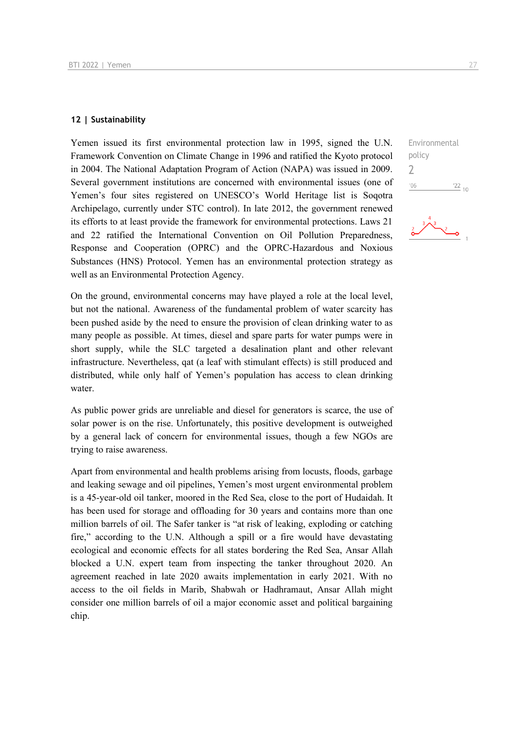## 12 | Sustainability

Environmental policy

2

Yemen issued its first environmental protection law in 1995, signed the U.N. Framework Convention on Climate Change in 1996 and ratified the Kyoto protocol in 2004. The National Adaptation Program of Action (NAPA) was issued in 2009. Several government institutions are concerned with environmental issues (one of Yemen's four sites registered on UNESCO's World Heritage list is Soqotra Archipelago, currently under STC control). In late 2012, the government renewed its efforts to at least provide the framework for environmental protections. Laws 21 and 22 ratified the International Convention on Oil Pollution Preparedness, Response and Cooperation (OPRC) and the OPRC-Hazardous and Noxious Substances (HNS) Protocol. Yemen has an environmental protection strategy as well as an Environmental Protection Agency.

On the ground, environmental concerns may have played a role at the local level, but not the national. Awareness of the fundamental problem of water scarcity has been pushed aside by the need to ensure the provision of clean drinking water to as many people as possible. At times, diesel and spare parts for water pumps were in short supply, while the SLC targeted a desalination plant and other relevant infrastructure. Nevertheless, qat (a leaf with stimulant effects) is still produced and distributed, while only half of Yemen's population has access to clean drinking water.

As public power grids are unreliable and diesel for generators is scarce, the use of solar power is on the rise. Unfortunately, this positive development is outweighed by a general lack of concern for environmental issues, though a few NGOs are trying to raise awareness.

Apart from environmental and health problems arising from locusts, floods, garbage and leaking sewage and oil pipelines, Yemen's most urgent environmental problem is a 45-year-old oil tanker, moored in the Red Sea, close to the port of Hudaidah. It has been used for storage and offloading for 30 years and contains more than one million barrels of oil. The Safer tanker is "at risk of leaking, exploding or catching fire," according to the U.N. Although a spill or a fire would have devastating ecological and economic effects for all states bordering the Red Sea, Ansar Allah blocked a U.N. expert team from inspecting the tanker throughout 2020. An agreement reached in late 2020 awaits implementation in early 2021. With no access to the oil fields in Marib, Shabwah or Hadhramaut, Ansar Allah might consider one million barrels of oil a major economic asset and political bargaining chip.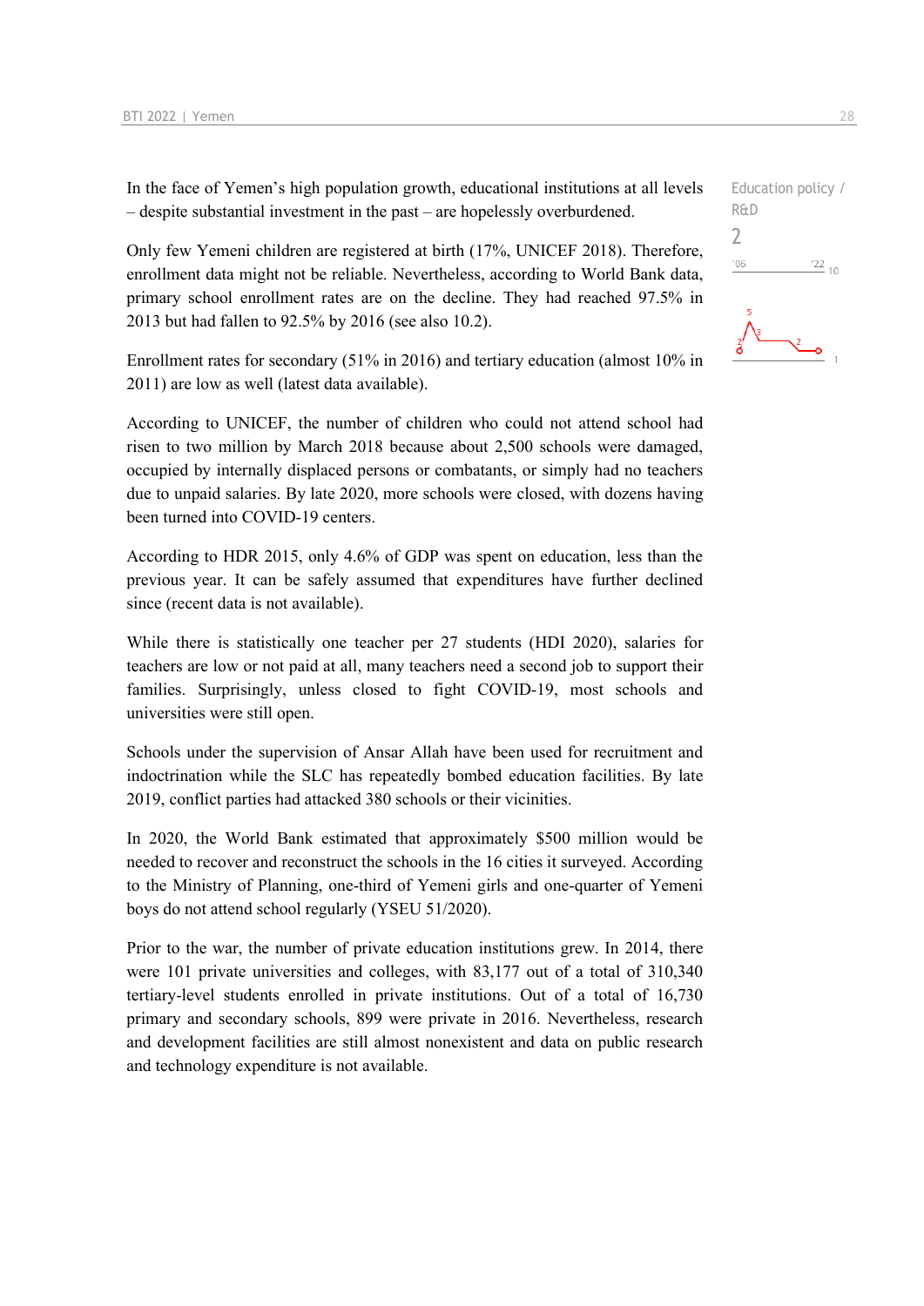In the face of Yemen's high population growth, educational institutions at all levels – despite substantial investment in the past – are hopelessly overburdened.

Education policy / R&D

2

Only few Yemeni children are registered at birth (17%, UNICEF 2018). Therefore, enrollment data might not be reliable. Nevertheless, according to World Bank data, primary school enrollment rates are on the decline. They had reached 97.5% in 2013 but had fallen to 92.5% by 2016 (see also 10.2).

Enrollment rates for secondary (51% in 2016) and tertiary education (almost 10% in 2011) are low as well (latest data available).

According to UNICEF, the number of children who could not attend school had risen to two million by March 2018 because about 2,500 schools were damaged, occupied by internally displaced persons or combatants, or simply had no teachers due to unpaid salaries. By late 2020, more schools were closed, with dozens having been turned into COVID-19 centers.

According to HDR 2015, only 4.6% of GDP was spent on education, less than the previous year. It can be safely assumed that expenditures have further declined since (recent data is not available).

While there is statistically one teacher per 27 students (HDI 2020), salaries for teachers are low or not paid at all, many teachers need a second job to support their families. Surprisingly, unless closed to fight COVID-19, most schools and universities were still open.

Schools under the supervision of Ansar Allah have been used for recruitment and indoctrination while the SLC has repeatedly bombed education facilities. By late 2019, conflict parties had attacked 380 schools or their vicinities.

In 2020, the World Bank estimated that approximately $500 million would be needed to recover and reconstruct the schools in the 16 cities it surveyed. According to the Ministry of Planning, one-third of Yemeni girls and one-quarter of Yemeni boys do not attend school regularly (YSEU 51/2020).

Prior to the war, the number of private education institutions grew. In 2014, there were 101 private universities and colleges, with 83,177 out of a total of 310,340 tertiary-level students enrolled in private institutions. Out of a total of 16,730 primary and secondary schools, 899 were private in 2016. Nevertheless, research and development facilities are still almost nonexistent and data on public research and technology expenditure is not available.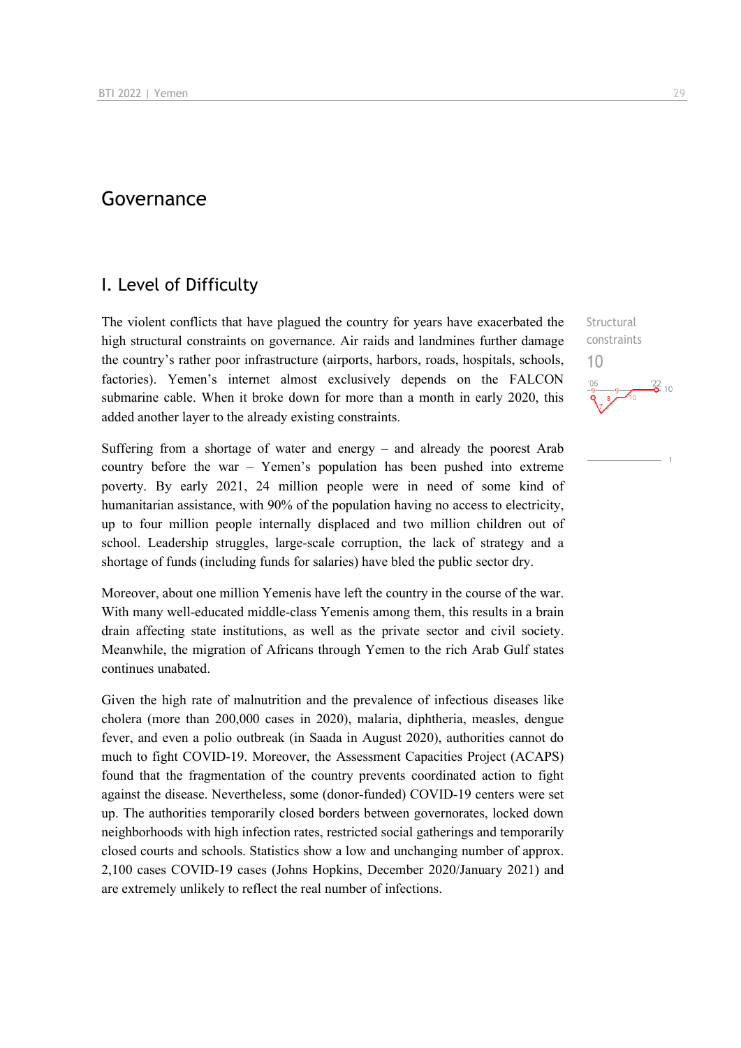# Governance

## I. Level of Difficulty

Structural constraints

10

The violent conflicts that have plagued the country for years have exacerbated the high structural constraints on governance. Air raids and landmines further damage the country's rather poor infrastructure (airports, harbors, roads, hospitals, schools, factories). Yemen's internet almost exclusively depends on the FALCON submarine cable. When it broke down for more than a month in early 2020, this added another layer to the already existing constraints.

Suffering from a shortage of water and energy – and already the poorest Arab country before the war – Yemen's population has been pushed into extreme poverty. By early 2021, 24 million people were in need of some kind of humanitarian assistance, with 90% of the population having no access to electricity, up to four million people internally displaced and two million children out of school. Leadership struggles, large-scale corruption, the lack of strategy and a shortage of funds (including funds for salaries) have bled the public sector dry.

Moreover, about one million Yemenis have left the country in the course of the war. With many well-educated middle-class Yemenis among them, this results in a brain drain affecting state institutions, as well as the private sector and civil society. Meanwhile, the migration of Africans through Yemen to the rich Arab Gulf states continues unabated.

Given the high rate of malnutrition and the prevalence of infectious diseases like cholera (more than 200,000 cases in 2020), malaria, diphtheria, measles, dengue fever, and even a polio outbreak (in Saada in August 2020), authorities cannot do much to fight COVID-19. Moreover, the Assessment Capacities Project (ACAPS) found that the fragmentation of the country prevents coordinated action to fight against the disease. Nevertheless, some (donor-funded) COVID-19 centers were set up. The authorities temporarily closed borders between governorates, locked down neighborhoods with high infection rates, restricted social gatherings and temporarily closed courts and schools. Statistics show a low and unchanging number of approx. 2,100 cases COVID-19 cases (Johns Hopkins, December 2020/January 2021) and are extremely unlikely to reflect the real number of infections.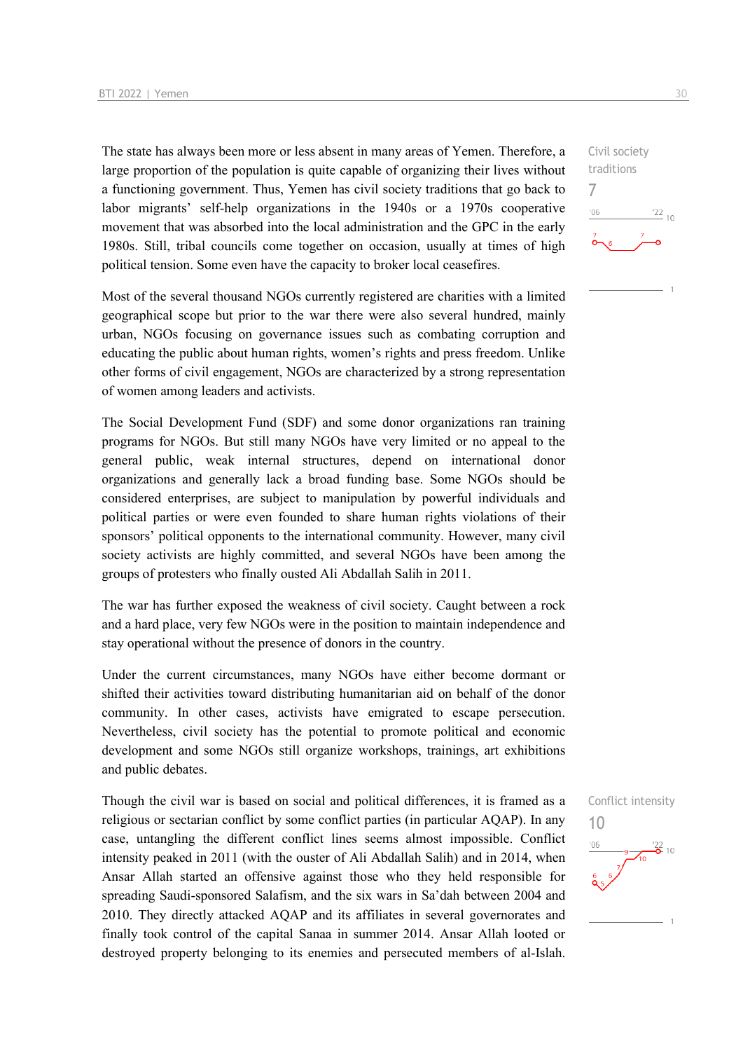The state has always been more or less absent in many areas of Yemen. Therefore, a large proportion of the population is quite capable of organizing their lives without a functioning government. Thus, Yemen has civil society traditions that go back to labor migrants' self-help organizations in the 1940s or a 1970s cooperative movement that was absorbed into the local administration and the GPC in the early 1980s. Still, tribal councils come together on occasion, usually at times of high political tension. Some even have the capacity to broker local ceasefires.

Civil society traditions
7

Most of the several thousand NGOs currently registered are charities with a limited geographical scope but prior to the war there were also several hundred, mainly urban, NGOs focusing on governance issues such as combating corruption and educating the public about human rights, women's rights and press freedom. Unlike other forms of civil engagement, NGOs are characterized by a strong representation of women among leaders and activists.

The Social Development Fund (SDF) and some donor organizations ran training programs for NGOs. But still many NGOs have very limited or no appeal to the general public, weak internal structures, depend on international donor organizations and generally lack a broad funding base. Some NGOs should be considered enterprises, are subject to manipulation by powerful individuals and political parties or were even founded to share human rights violations of their sponsors' political opponents to the international community. However, many civil society activists are highly committed, and several NGOs have been among the groups of protesters who finally ousted Ali Abdallah Salih in 2011.

The war has further exposed the weakness of civil society. Caught between a rock and a hard place, very few NGOs were in the position to maintain independence and stay operational without the presence of donors in the country.

Under the current circumstances, many NGOs have either become dormant or shifted their activities toward distributing humanitarian aid on behalf of the donor community. In other cases, activists have emigrated to escape persecution. Nevertheless, civil society has the potential to promote political and economic development and some NGOs still organize workshops, trainings, art exhibitions and public debates.

Though the civil war is based on social and political differences, it is framed as a religious or sectarian conflict by some conflict parties (in particular AQAP). In any case, untangling the different conflict lines seems almost impossible. Conflict intensity peaked in 2011 (with the ouster of Ali Abdallah Salih) and in 2014, when Ansar Allah started an offensive against those who they held responsible for spreading Saudi-sponsored Salafism, and the six wars in Sa'dah between 2004 and 2010. They directly attacked AQAP and its affiliates in several governorates and finally took control of the capital Sanaa in summer 2014. Ansar Allah looted or destroyed property belonging to its enemies and persecuted members of al-Islah.

Conflict intensity
10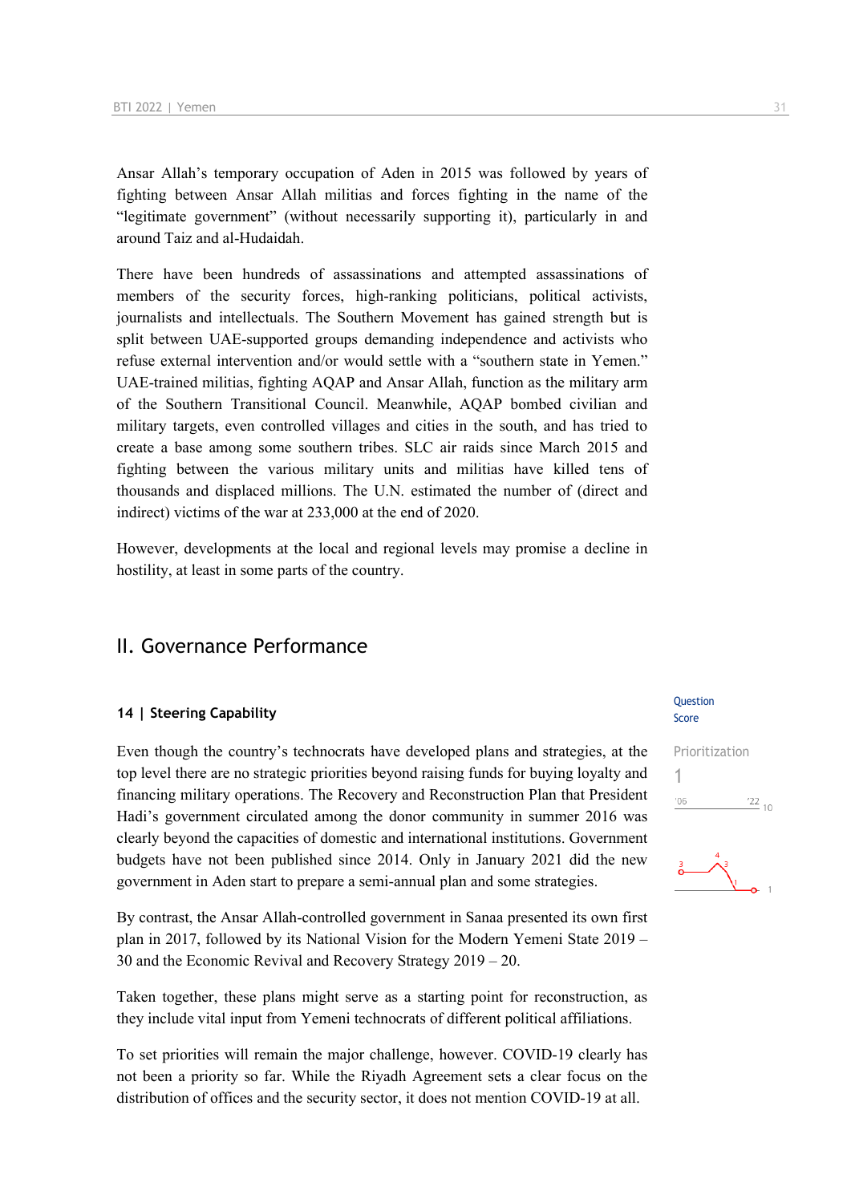Ansar Allah's temporary occupation of Aden in 2015 was followed by years of fighting between Ansar Allah militias and forces fighting in the name of the "legitimate government" (without necessarily supporting it), particularly in and around Taiz and al-Hudaidah.

There have been hundreds of assassinations and attempted assassinations of members of the security forces, high-ranking politicians, political activists, journalists and intellectuals. The Southern Movement has gained strength but is split between UAE-supported groups demanding independence and activists who refuse external intervention and/or would settle with a "southern state in Yemen." UAE-trained militias, fighting AQAP and Ansar Allah, function as the military arm of the Southern Transitional Council. Meanwhile, AQAP bombed civilian and military targets, even controlled villages and cities in the south, and has tried to create a base among some southern tribes. SLC air raids since March 2015 and fighting between the various military units and militias have killed tens of thousands and displaced millions. The U.N. estimated the number of (direct and indirect) victims of the war at 233,000 at the end of 2020.

However, developments at the local and regional levels may promise a decline in hostility, at least in some parts of the country.

## II. Governance Performance

### 14 | Steering Capability

Question Score

Prioritization
1

Even though the country's technocrats have developed plans and strategies, at the top level there are no strategic priorities beyond raising funds for buying loyalty and financing military operations. The Recovery and Reconstruction Plan that President Hadi's government circulated among the donor community in summer 2016 was clearly beyond the capacities of domestic and international institutions. Government budgets have not been published since 2014. Only in January 2021 did the new government in Aden start to prepare a semi-annual plan and some strategies.

By contrast, the Ansar Allah-controlled government in Sanaa presented its own first plan in 2017, followed by its National Vision for the Modern Yemeni State 2019 – 30 and the Economic Revival and Recovery Strategy 2019 – 20.

Taken together, these plans might serve as a starting point for reconstruction, as they include vital input from Yemeni technocrats of different political affiliations.

To set priorities will remain the major challenge, however. COVID-19 clearly has not been a priority so far. While the Riyadh Agreement sets a clear focus on the distribution of offices and the security sector, it does not mention COVID-19 at all.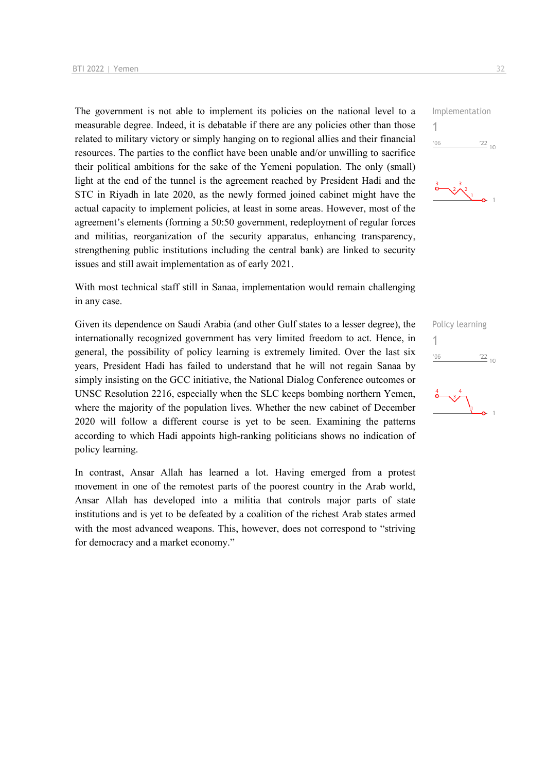The government is not able to implement its policies on the national level to a measurable degree. Indeed, it is debatable if there are any policies other than those related to military victory or simply hanging on to regional allies and their financial resources. The parties to the conflict have been unable and/or unwilling to sacrifice their political ambitions for the sake of the Yemeni population. The only (small) light at the end of the tunnel is the agreement reached by President Hadi and the STC in Riyadh in late 2020, as the newly formed joined cabinet might have the actual capacity to implement policies, at least in some areas. However, most of the agreement's elements (forming a 50:50 government, redeployment of regular forces and militias, reorganization of the security apparatus, enhancing transparency, strengthening public institutions including the central bank) are linked to security issues and still await implementation as of early 2021.

Implementation
1

With most technical staff still in Sanaa, implementation would remain challenging in any case.

Given its dependence on Saudi Arabia (and other Gulf states to a lesser degree), the internationally recognized government has very limited freedom to act. Hence, in general, the possibility of policy learning is extremely limited. Over the last six years, President Hadi has failed to understand that he will not regain Sanaa by simply insisting on the GCC initiative, the National Dialog Conference outcomes or UNSC Resolution 2216, especially when the SLC keeps bombing northern Yemen, where the majority of the population lives. Whether the new cabinet of December 2020 will follow a different course is yet to be seen. Examining the patterns according to which Hadi appoints high-ranking politicians shows no indication of policy learning.

Policy learning
1

In contrast, Ansar Allah has learned a lot. Having emerged from a protest movement in one of the remotest parts of the poorest country in the Arab world, Ansar Allah has developed into a militia that controls major parts of state institutions and is yet to be defeated by a coalition of the richest Arab states armed with the most advanced weapons. This, however, does not correspond to "striving for democracy and a market economy."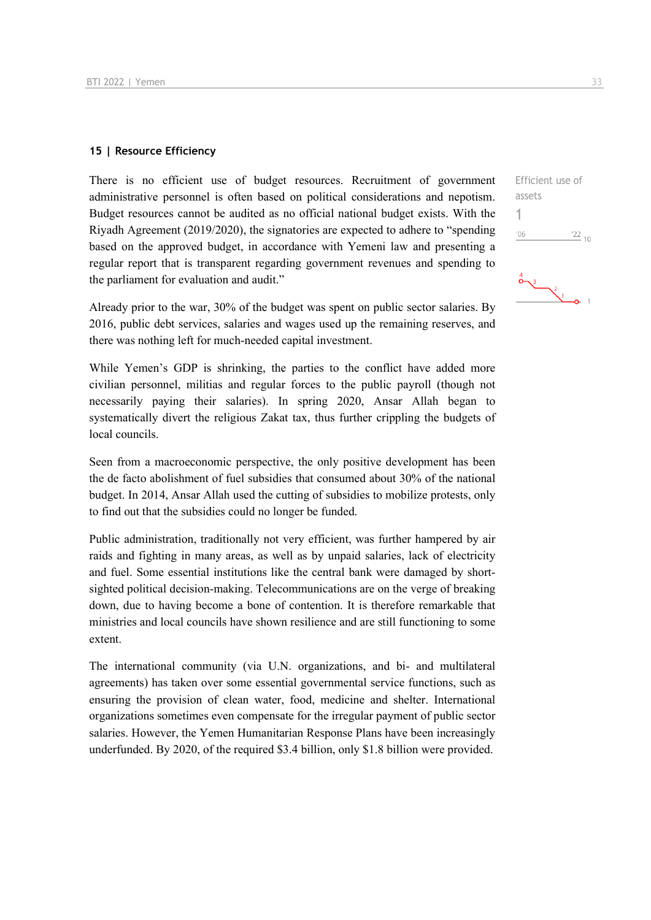## 15 | Resource Efficiency

Efficient use of assets

1

There is no efficient use of budget resources. Recruitment of government administrative personnel is often based on political considerations and nepotism. Budget resources cannot be audited as no official national budget exists. With the Riyadh Agreement (2019/2020), the signatories are expected to adhere to "spending based on the approved budget, in accordance with Yemeni law and presenting a regular report that is transparent regarding government revenues and spending to the parliament for evaluation and audit."

Already prior to the war, 30% of the budget was spent on public sector salaries. By 2016, public debt services, salaries and wages used up the remaining reserves, and there was nothing left for much-needed capital investment.

While Yemen's GDP is shrinking, the parties to the conflict have added more civilian personnel, militias and regular forces to the public payroll (though not necessarily paying their salaries). In spring 2020, Ansar Allah began to systematically divert the religious Zakat tax, thus further crippling the budgets of local councils.

Seen from a macroeconomic perspective, the only positive development has been the de facto abolishment of fuel subsidies that consumed about 30% of the national budget. In 2014, Ansar Allah used the cutting of subsidies to mobilize protests, only to find out that the subsidies could no longer be funded.

Public administration, traditionally not very efficient, was further hampered by air raids and fighting in many areas, as well as by unpaid salaries, lack of electricity and fuel. Some essential institutions like the central bank were damaged by short-sighted political decision-making. Telecommunications are on the verge of breaking down, due to having become a bone of contention. It is therefore remarkable that ministries and local councils have shown resilience and are still functioning to some extent.

The international community (via U.N. organizations, and bi- and multilateral agreements) has taken over some essential governmental service functions, such as ensuring the provision of clean water, food, medicine and shelter. International organizations sometimes even compensate for the irregular payment of public sector salaries. However, the Yemen Humanitarian Response Plans have been increasingly underfunded. By 2020, of the required $3.4 billion, only $1.8 billion were provided.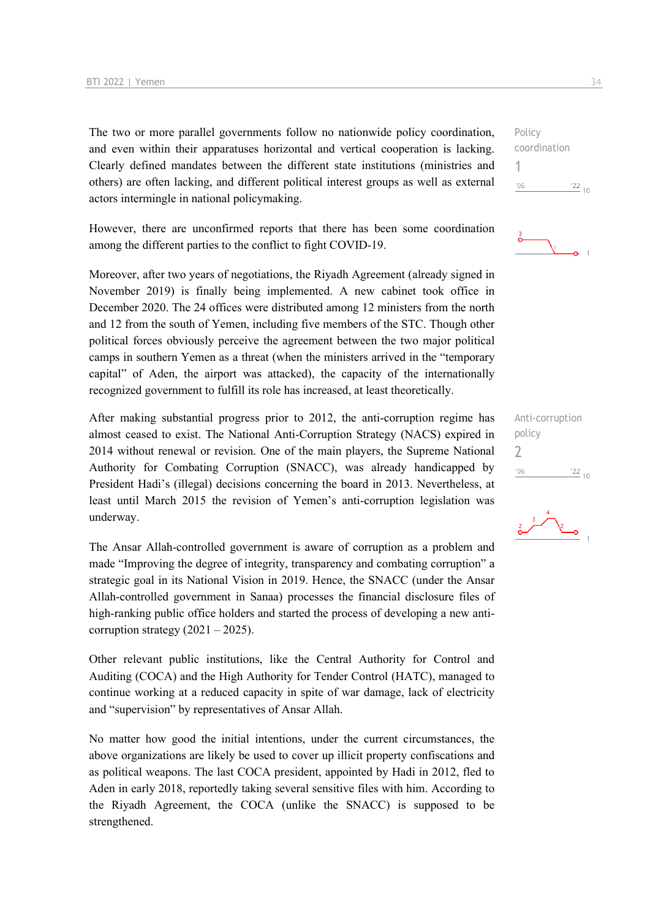The two or more parallel governments follow no nationwide policy coordination, and even within their apparatuses horizontal and vertical cooperation is lacking. Clearly defined mandates between the different state institutions (ministries and others) are often lacking, and different political interest groups as well as external actors intermingle in national policymaking.

Policy coordination
1

However, there are unconfirmed reports that there has been some coordination among the different parties to the conflict to fight COVID-19.

Moreover, after two years of negotiations, the Riyadh Agreement (already signed in November 2019) is finally being implemented. A new cabinet took office in December 2020. The 24 offices were distributed among 12 ministers from the north and 12 from the south of Yemen, including five members of the STC. Though other political forces obviously perceive the agreement between the two major political camps in southern Yemen as a threat (when the ministers arrived in the "temporary capital" of Aden, the airport was attacked), the capacity of the internationally recognized government to fulfill its role has increased, at least theoretically.

After making substantial progress prior to 2012, the anti-corruption regime has almost ceased to exist. The National Anti-Corruption Strategy (NACS) expired in 2014 without renewal or revision. One of the main players, the Supreme National Authority for Combating Corruption (SNACC), was already handicapped by President Hadi's (illegal) decisions concerning the board in 2013. Nevertheless, at least until March 2015 the revision of Yemen's anti-corruption legislation was underway.

Anti-corruption policy
2

The Ansar Allah-controlled government is aware of corruption as a problem and made "Improving the degree of integrity, transparency and combating corruption" a strategic goal in its National Vision in 2019. Hence, the SNACC (under the Ansar Allah-controlled government in Sanaa) processes the financial disclosure files of high-ranking public office holders and started the process of developing a new anti-corruption strategy (2021 – 2025).

Other relevant public institutions, like the Central Authority for Control and Auditing (COCA) and the High Authority for Tender Control (HATC), managed to continue working at a reduced capacity in spite of war damage, lack of electricity and "supervision" by representatives of Ansar Allah.

No matter how good the initial intentions, under the current circumstances, the above organizations are likely be used to cover up illicit property confiscations and as political weapons. The last COCA president, appointed by Hadi in 2012, fled to Aden in early 2018, reportedly taking several sensitive files with him. According to the Riyadh Agreement, the COCA (unlike the SNACC) is supposed to be strengthened.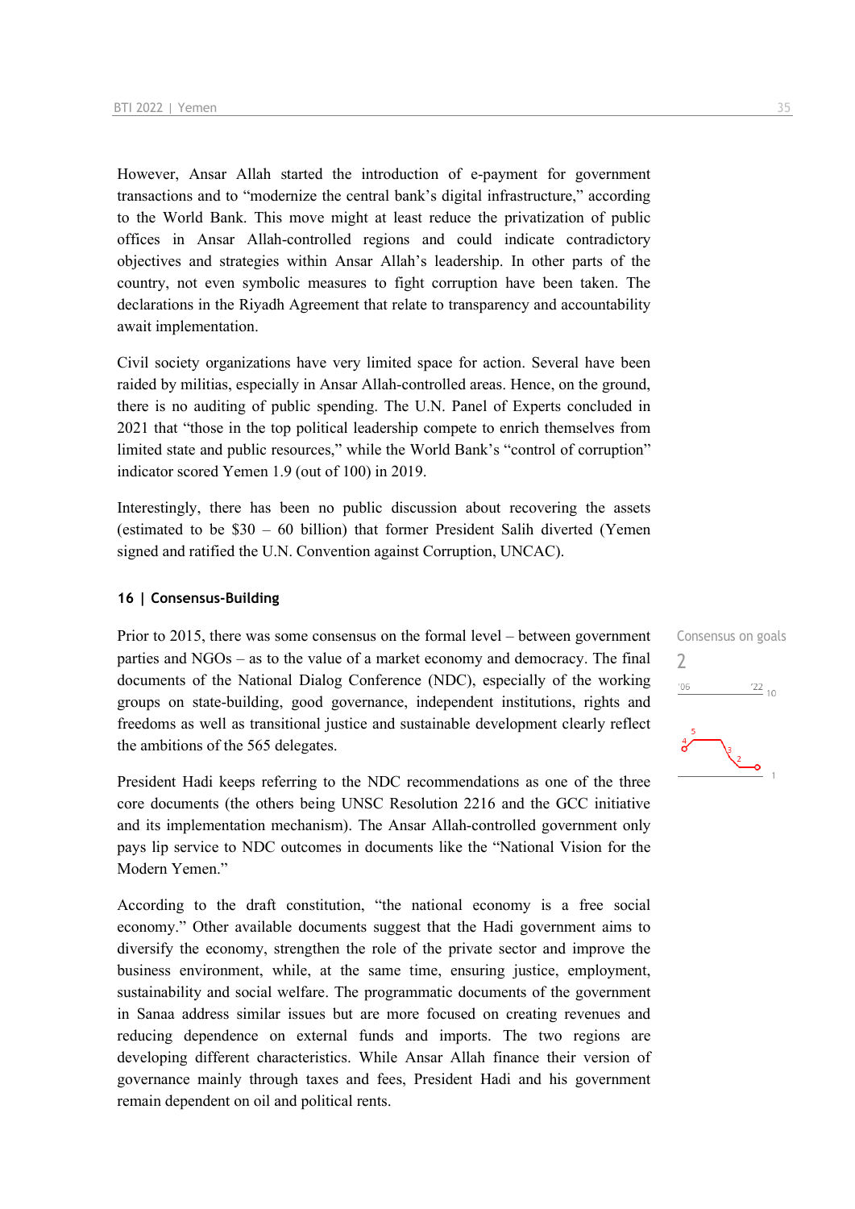However, Ansar Allah started the introduction of e-payment for government transactions and to "modernize the central bank's digital infrastructure," according to the World Bank. This move might at least reduce the privatization of public offices in Ansar Allah-controlled regions and could indicate contradictory objectives and strategies within Ansar Allah's leadership. In other parts of the country, not even symbolic measures to fight corruption have been taken. The declarations in the Riyadh Agreement that relate to transparency and accountability await implementation.

Civil society organizations have very limited space for action. Several have been raided by militias, especially in Ansar Allah-controlled areas. Hence, on the ground, there is no auditing of public spending. The U.N. Panel of Experts concluded in 2021 that "those in the top political leadership compete to enrich themselves from limited state and public resources," while the World Bank's "control of corruption" indicator scored Yemen 1.9 (out of 100) in 2019.

Interestingly, there has been no public discussion about recovering the assets (estimated to be $30 – 60 billion) that former President Salih diverted (Yemen signed and ratified the U.N. Convention against Corruption, UNCAC).

## 16 | Consensus-Building

Consensus on goals
2

Prior to 2015, there was some consensus on the formal level – between government parties and NGOs – as to the value of a market economy and democracy. The final documents of the National Dialog Conference (NDC), especially of the working groups on state-building, good governance, independent institutions, rights and freedoms as well as transitional justice and sustainable development clearly reflect the ambitions of the 565 delegates.

President Hadi keeps referring to the NDC recommendations as one of the three core documents (the others being UNSC Resolution 2216 and the GCC initiative and its implementation mechanism). The Ansar Allah-controlled government only pays lip service to NDC outcomes in documents like the "National Vision for the Modern Yemen."

According to the draft constitution, "the national economy is a free social economy." Other available documents suggest that the Hadi government aims to diversify the economy, strengthen the role of the private sector and improve the business environment, while, at the same time, ensuring justice, employment, sustainability and social welfare. The programmatic documents of the government in Sanaa address similar issues but are more focused on creating revenues and reducing dependence on external funds and imports. The two regions are developing different characteristics. While Ansar Allah finance their version of governance mainly through taxes and fees, President Hadi and his government remain dependent on oil and political rents.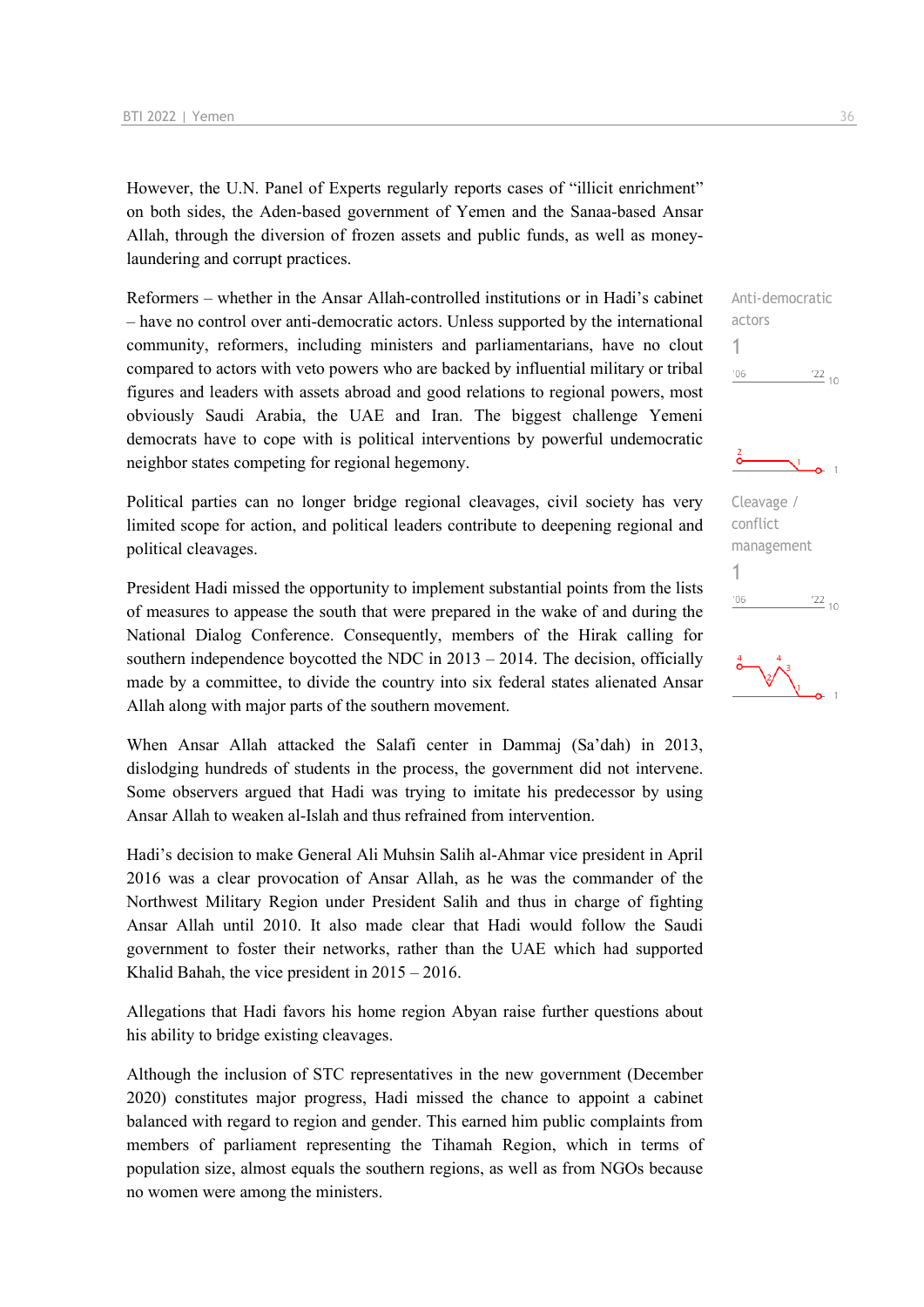However, the U.N. Panel of Experts regularly reports cases of "illicit enrichment" on both sides, the Aden-based government of Yemen and the Sanaa-based Ansar Allah, through the diversion of frozen assets and public funds, as well as money-laundering and corrupt practices.

Anti-democratic actors
1

Reformers – whether in the Ansar Allah-controlled institutions or in Hadi's cabinet – have no control over anti-democratic actors. Unless supported by the international community, reformers, including ministers and parliamentarians, have no clout compared to actors with veto powers who are backed by influential military or tribal figures and leaders with assets abroad and good relations to regional powers, most obviously Saudi Arabia, the UAE and Iran. The biggest challenge Yemeni democrats have to cope with is political interventions by powerful undemocratic neighbor states competing for regional hegemony.

Cleavage / conflict management
1

Political parties can no longer bridge regional cleavages, civil society has very limited scope for action, and political leaders contribute to deepening regional and political cleavages.

President Hadi missed the opportunity to implement substantial points from the lists of measures to appease the south that were prepared in the wake of and during the National Dialog Conference. Consequently, members of the Hirak calling for southern independence boycotted the NDC in 2013 – 2014. The decision, officially made by a committee, to divide the country into six federal states alienated Ansar Allah along with major parts of the southern movement.

When Ansar Allah attacked the Salafi center in Dammaj (Sa'dah) in 2013, dislodging hundreds of students in the process, the government did not intervene. Some observers argued that Hadi was trying to imitate his predecessor by using Ansar Allah to weaken al-Islah and thus refrained from intervention.

Hadi's decision to make General Ali Muhsin Salih al-Ahmar vice president in April 2016 was a clear provocation of Ansar Allah, as he was the commander of the Northwest Military Region under President Salih and thus in charge of fighting Ansar Allah until 2010. It also made clear that Hadi would follow the Saudi government to foster their networks, rather than the UAE which had supported Khalid Bahah, the vice president in 2015 – 2016.

Allegations that Hadi favors his home region Abyan raise further questions about his ability to bridge existing cleavages.

Although the inclusion of STC representatives in the new government (December 2020) constitutes major progress, Hadi missed the chance to appoint a cabinet balanced with regard to region and gender. This earned him public complaints from members of parliament representing the Tihamah Region, which in terms of population size, almost equals the southern regions, as well as from NGOs because no women were among the ministers.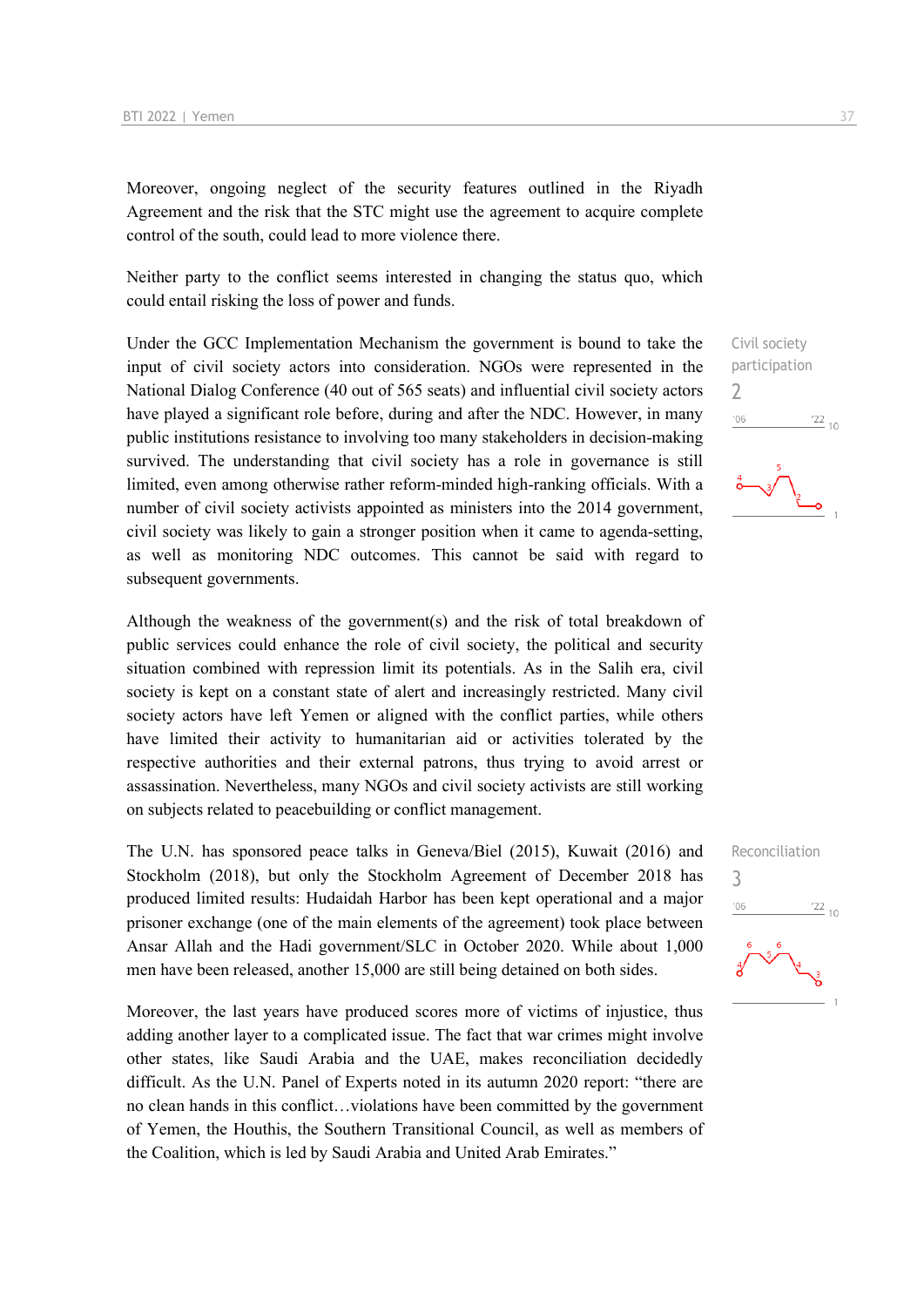Moreover, ongoing neglect of the security features outlined in the Riyadh Agreement and the risk that the STC might use the agreement to acquire complete control of the south, could lead to more violence there.

Neither party to the conflict seems interested in changing the status quo, which could entail risking the loss of power and funds.

Civil society participation
2

Under the GCC Implementation Mechanism the government is bound to take the input of civil society actors into consideration. NGOs were represented in the National Dialog Conference (40 out of 565 seats) and influential civil society actors have played a significant role before, during and after the NDC. However, in many public institutions resistance to involving too many stakeholders in decision-making survived. The understanding that civil society has a role in governance is still limited, even among otherwise rather reform-minded high-ranking officials. With a number of civil society activists appointed as ministers into the 2014 government, civil society was likely to gain a stronger position when it came to agenda-setting, as well as monitoring NDC outcomes. This cannot be said with regard to subsequent governments.

Although the weakness of the government(s) and the risk of total breakdown of public services could enhance the role of civil society, the political and security situation combined with repression limit its potentials. As in the Salih era, civil society is kept on a constant state of alert and increasingly restricted. Many civil society actors have left Yemen or aligned with the conflict parties, while others have limited their activity to humanitarian aid or activities tolerated by the respective authorities and their external patrons, thus trying to avoid arrest or assassination. Nevertheless, many NGOs and civil society activists are still working on subjects related to peacebuilding or conflict management.

Reconciliation
3

The U.N. has sponsored peace talks in Geneva/Biel (2015), Kuwait (2016) and Stockholm (2018), but only the Stockholm Agreement of December 2018 has produced limited results: Hudaidah Harbor has been kept operational and a major prisoner exchange (one of the main elements of the agreement) took place between Ansar Allah and the Hadi government/SLC in October 2020. While about 1,000 men have been released, another 15,000 are still being detained on both sides.

Moreover, the last years have produced scores more of victims of injustice, thus adding another layer to a complicated issue. The fact that war crimes might involve other states, like Saudi Arabia and the UAE, makes reconciliation decidedly difficult. As the U.N. Panel of Experts noted in its autumn 2020 report: "there are no clean hands in this conflict…violations have been committed by the government of Yemen, the Houthis, the Southern Transitional Council, as well as members of the Coalition, which is led by Saudi Arabia and United Arab Emirates."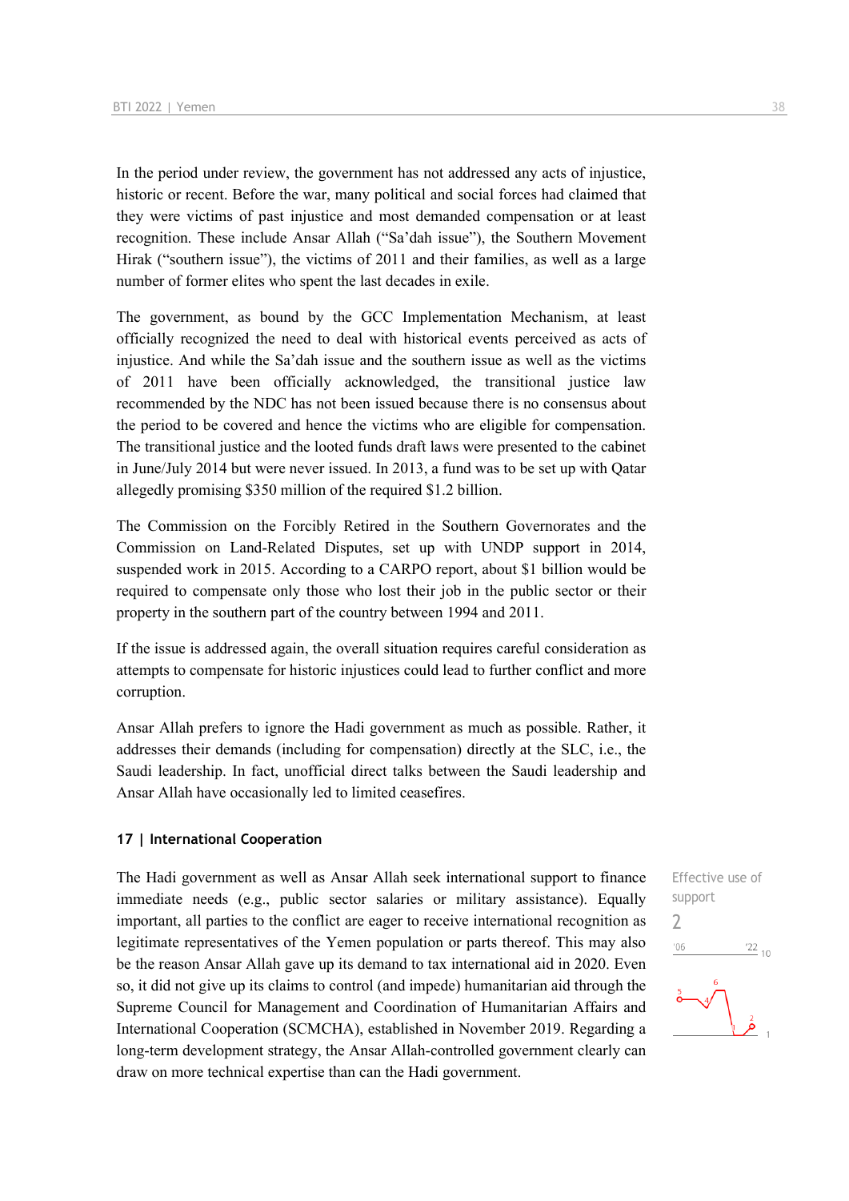In the period under review, the government has not addressed any acts of injustice, historic or recent. Before the war, many political and social forces had claimed that they were victims of past injustice and most demanded compensation or at least recognition. These include Ansar Allah ("Sa'dah issue"), the Southern Movement Hirak ("southern issue"), the victims of 2011 and their families, as well as a large number of former elites who spent the last decades in exile.

The government, as bound by the GCC Implementation Mechanism, at least officially recognized the need to deal with historical events perceived as acts of injustice. And while the Sa'dah issue and the southern issue as well as the victims of 2011 have been officially acknowledged, the transitional justice law recommended by the NDC has not been issued because there is no consensus about the period to be covered and hence the victims who are eligible for compensation. The transitional justice and the looted funds draft laws were presented to the cabinet in June/July 2014 but were never issued. In 2013, a fund was to be set up with Qatar allegedly promising $350 million of the required $1.2 billion.

The Commission on the Forcibly Retired in the Southern Governorates and the Commission on Land-Related Disputes, set up with UNDP support in 2014, suspended work in 2015. According to a CARPO report, about $1 billion would be required to compensate only those who lost their job in the public sector or their property in the southern part of the country between 1994 and 2011.

If the issue is addressed again, the overall situation requires careful consideration as attempts to compensate for historic injustices could lead to further conflict and more corruption.

Ansar Allah prefers to ignore the Hadi government as much as possible. Rather, it addresses their demands (including for compensation) directly at the SLC, i.e., the Saudi leadership. In fact, unofficial direct talks between the Saudi leadership and Ansar Allah have occasionally led to limited ceasefires.

### 17 | International Cooperation

Effective use of support

2

The Hadi government as well as Ansar Allah seek international support to finance immediate needs (e.g., public sector salaries or military assistance). Equally important, all parties to the conflict are eager to receive international recognition as legitimate representatives of the Yemen population or parts thereof. This may also be the reason Ansar Allah gave up its demand to tax international aid in 2020. Even so, it did not give up its claims to control (and impede) humanitarian aid through the Supreme Council for Management and Coordination of Humanitarian Affairs and International Cooperation (SCMCHA), established in November 2019. Regarding a long-term development strategy, the Ansar Allah-controlled government clearly can draw on more technical expertise than can the Hadi government.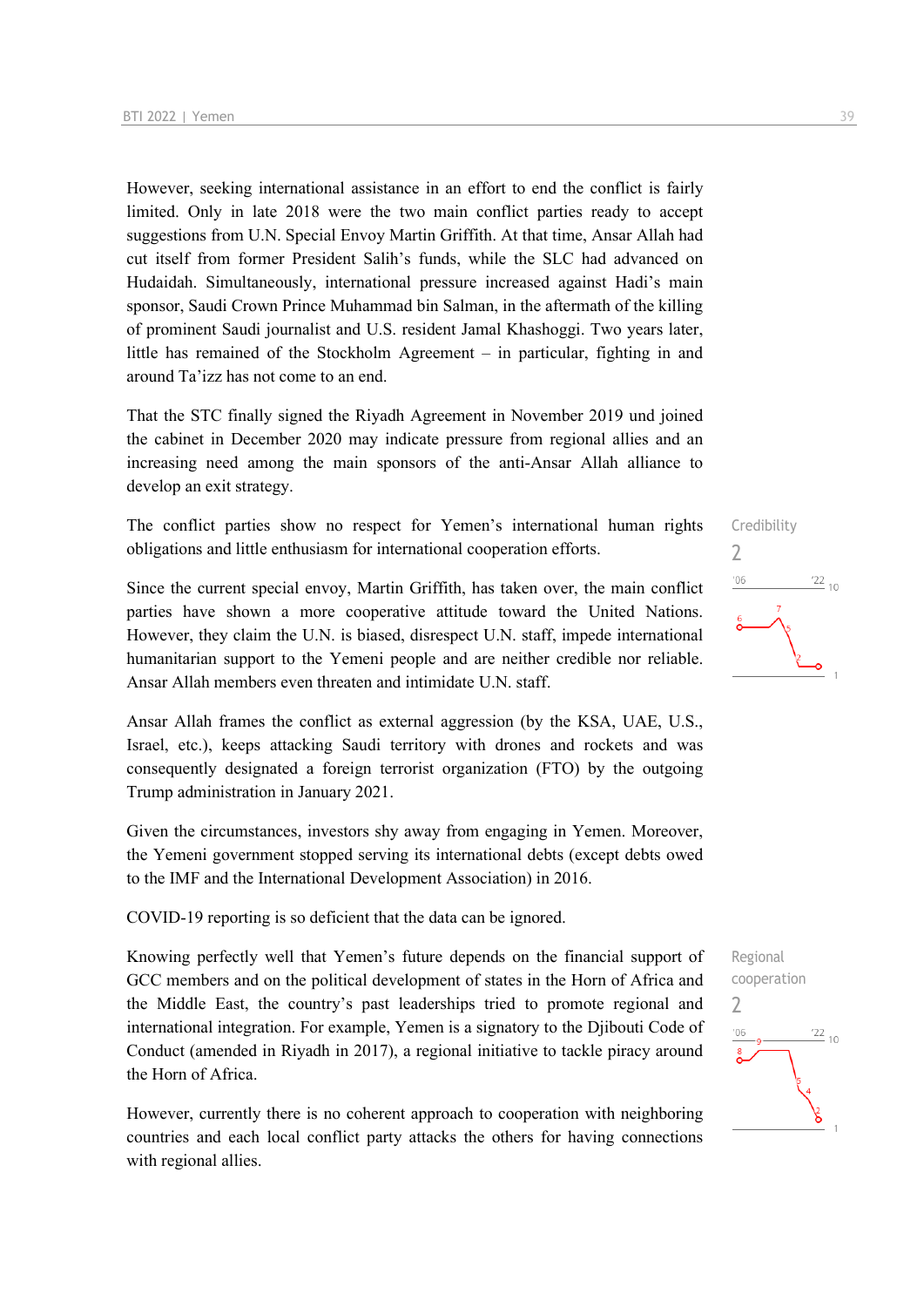However, seeking international assistance in an effort to end the conflict is fairly limited. Only in late 2018 were the two main conflict parties ready to accept suggestions from U.N. Special Envoy Martin Griffith. At that time, Ansar Allah had cut itself from former President Salih's funds, while the SLC had advanced on Hudaidah. Simultaneously, international pressure increased against Hadi's main sponsor, Saudi Crown Prince Muhammad bin Salman, in the aftermath of the killing of prominent Saudi journalist and U.S. resident Jamal Khashoggi. Two years later, little has remained of the Stockholm Agreement – in particular, fighting in and around Ta'izz has not come to an end.

That the STC finally signed the Riyadh Agreement in November 2019 und joined the cabinet in December 2020 may indicate pressure from regional allies and an increasing need among the main sponsors of the anti-Ansar Allah alliance to develop an exit strategy.

Credibility
2

The conflict parties show no respect for Yemen's international human rights obligations and little enthusiasm for international cooperation efforts.

Since the current special envoy, Martin Griffith, has taken over, the main conflict parties have shown a more cooperative attitude toward the United Nations. However, they claim the U.N. is biased, disrespect U.N. staff, impede international humanitarian support to the Yemeni people and are neither credible nor reliable. Ansar Allah members even threaten and intimidate U.N. staff.

Ansar Allah frames the conflict as external aggression (by the KSA, UAE, U.S., Israel, etc.), keeps attacking Saudi territory with drones and rockets and was consequently designated a foreign terrorist organization (FTO) by the outgoing Trump administration in January 2021.

Given the circumstances, investors shy away from engaging in Yemen. Moreover, the Yemeni government stopped serving its international debts (except debts owed to the IMF and the International Development Association) in 2016.

COVID-19 reporting is so deficient that the data can be ignored.

Regional cooperation
2

Knowing perfectly well that Yemen's future depends on the financial support of GCC members and on the political development of states in the Horn of Africa and the Middle East, the country's past leaderships tried to promote regional and international integration. For example, Yemen is a signatory to the Djibouti Code of Conduct (amended in Riyadh in 2017), a regional initiative to tackle piracy around the Horn of Africa.

However, currently there is no coherent approach to cooperation with neighboring countries and each local conflict party attacks the others for having connections with regional allies.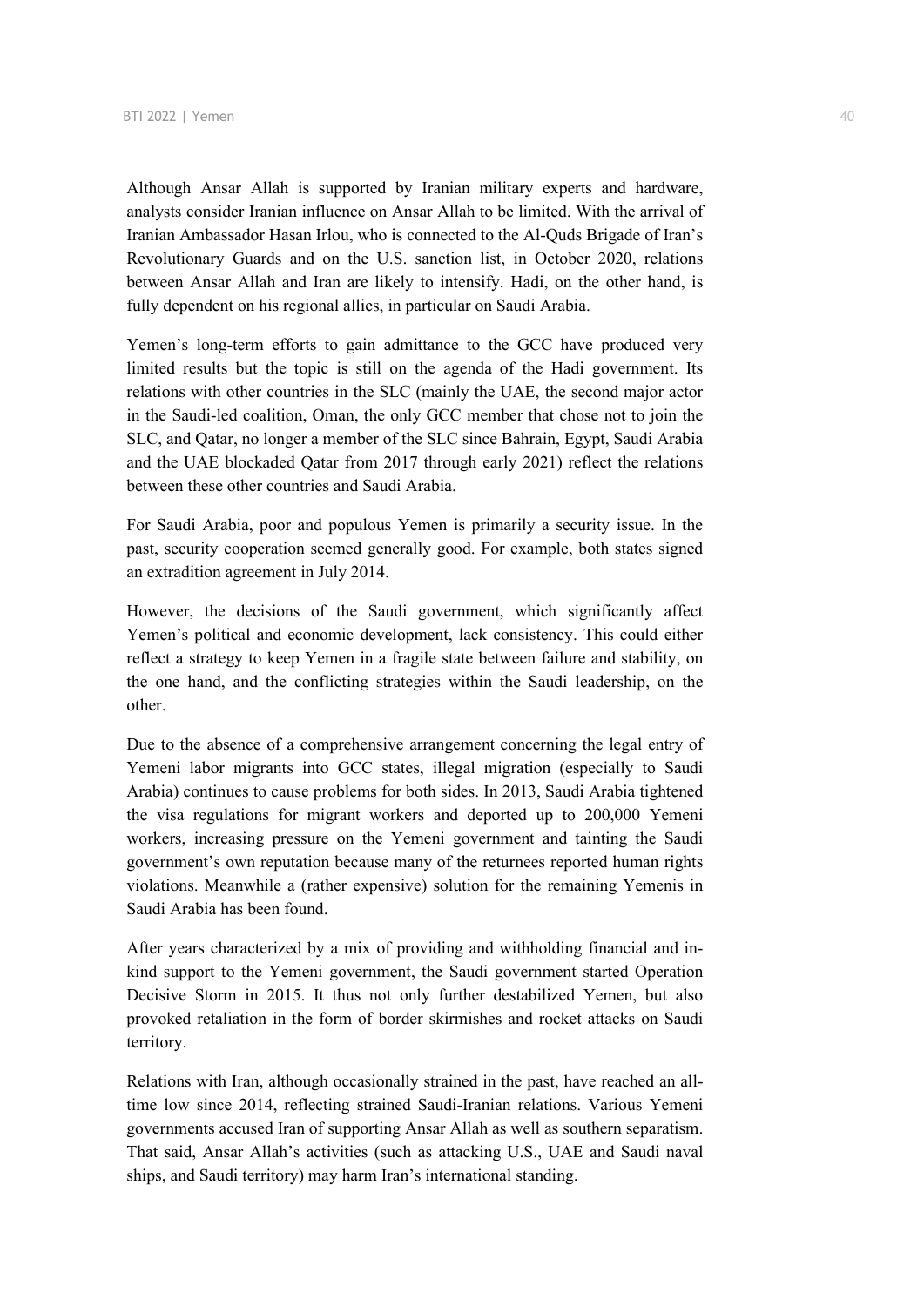Although Ansar Allah is supported by Iranian military experts and hardware, analysts consider Iranian influence on Ansar Allah to be limited. With the arrival of Iranian Ambassador Hasan Irlou, who is connected to the Al-Quds Brigade of Iran's Revolutionary Guards and on the U.S. sanction list, in October 2020, relations between Ansar Allah and Iran are likely to intensify. Hadi, on the other hand, is fully dependent on his regional allies, in particular on Saudi Arabia.

Yemen's long-term efforts to gain admittance to the GCC have produced very limited results but the topic is still on the agenda of the Hadi government. Its relations with other countries in the SLC (mainly the UAE, the second major actor in the Saudi-led coalition, Oman, the only GCC member that chose not to join the SLC, and Qatar, no longer a member of the SLC since Bahrain, Egypt, Saudi Arabia and the UAE blockaded Qatar from 2017 through early 2021) reflect the relations between these other countries and Saudi Arabia.

For Saudi Arabia, poor and populous Yemen is primarily a security issue. In the past, security cooperation seemed generally good. For example, both states signed an extradition agreement in July 2014.

However, the decisions of the Saudi government, which significantly affect Yemen's political and economic development, lack consistency. This could either reflect a strategy to keep Yemen in a fragile state between failure and stability, on the one hand, and the conflicting strategies within the Saudi leadership, on the other.

Due to the absence of a comprehensive arrangement concerning the legal entry of Yemeni labor migrants into GCC states, illegal migration (especially to Saudi Arabia) continues to cause problems for both sides. In 2013, Saudi Arabia tightened the visa regulations for migrant workers and deported up to 200,000 Yemeni workers, increasing pressure on the Yemeni government and tainting the Saudi government's own reputation because many of the returnees reported human rights violations. Meanwhile a (rather expensive) solution for the remaining Yemenis in Saudi Arabia has been found.

After years characterized by a mix of providing and withholding financial and in-kind support to the Yemeni government, the Saudi government started Operation Decisive Storm in 2015. It thus not only further destabilized Yemen, but also provoked retaliation in the form of border skirmishes and rocket attacks on Saudi territory.

Relations with Iran, although occasionally strained in the past, have reached an all-time low since 2014, reflecting strained Saudi-Iranian relations. Various Yemeni governments accused Iran of supporting Ansar Allah as well as southern separatism. That said, Ansar Allah's activities (such as attacking U.S., UAE and Saudi naval ships, and Saudi territory) may harm Iran's international standing.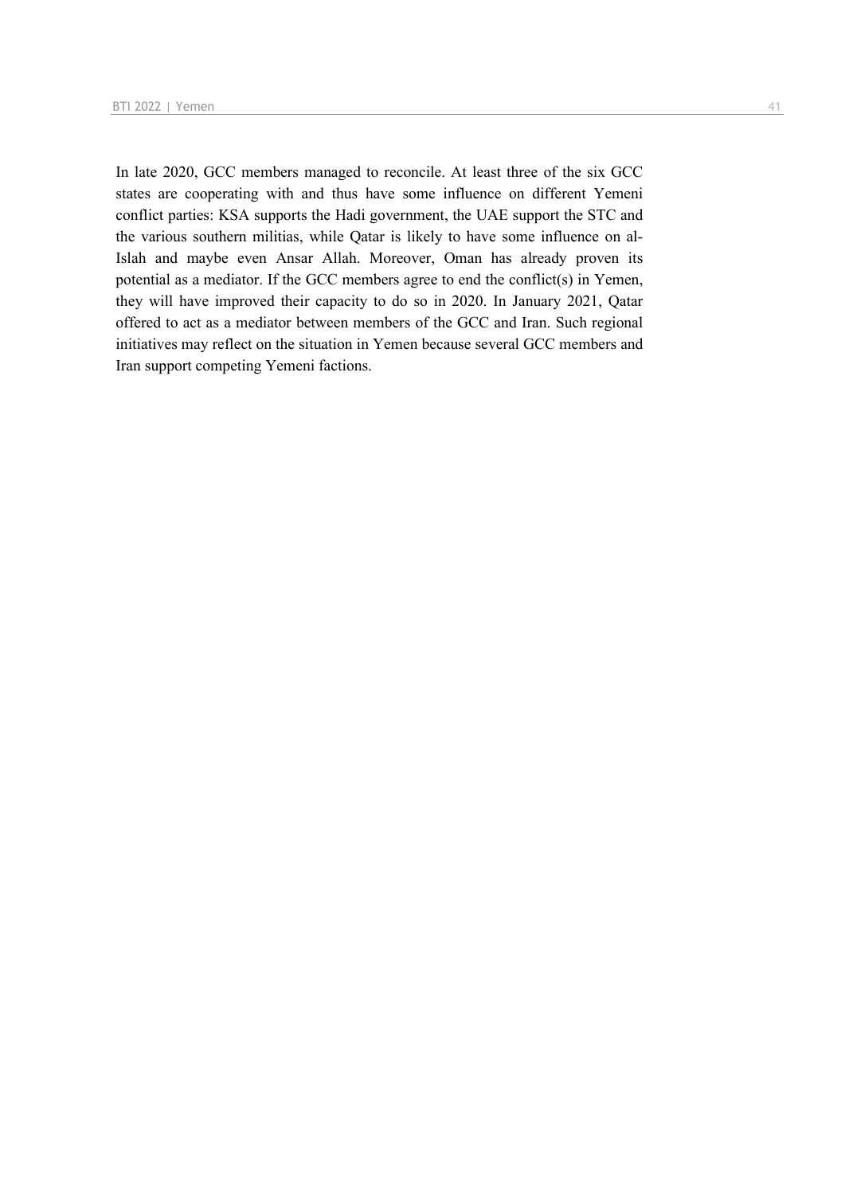In late 2020, GCC members managed to reconcile. At least three of the six GCC states are cooperating with and thus have some influence on different Yemeni conflict parties: KSA supports the Hadi government, the UAE support the STC and the various southern militias, while Qatar is likely to have some influence on al-Islah and maybe even Ansar Allah. Moreover, Oman has already proven its potential as a mediator. If the GCC members agree to end the conflict(s) in Yemen, they will have improved their capacity to do so in 2020. In January 2021, Qatar offered to act as a mediator between members of the GCC and Iran. Such regional initiatives may reflect on the situation in Yemen because several GCC members and Iran support competing Yemeni factions.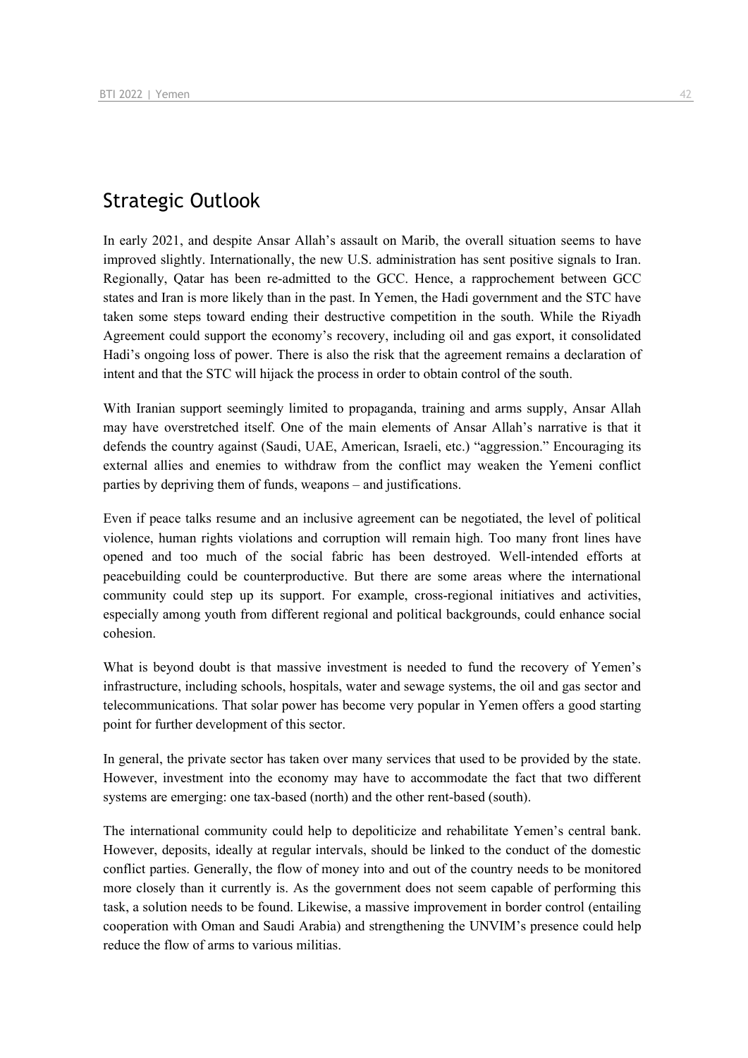## Strategic Outlook

In early 2021, and despite Ansar Allah's assault on Marib, the overall situation seems to have improved slightly. Internationally, the new U.S. administration has sent positive signals to Iran. Regionally, Qatar has been re-admitted to the GCC. Hence, a rapprochement between GCC states and Iran is more likely than in the past. In Yemen, the Hadi government and the STC have taken some steps toward ending their destructive competition in the south. While the Riyadh Agreement could support the economy's recovery, including oil and gas export, it consolidated Hadi's ongoing loss of power. There is also the risk that the agreement remains a declaration of intent and that the STC will hijack the process in order to obtain control of the south.

With Iranian support seemingly limited to propaganda, training and arms supply, Ansar Allah may have overstretched itself. One of the main elements of Ansar Allah's narrative is that it defends the country against (Saudi, UAE, American, Israeli, etc.) "aggression." Encouraging its external allies and enemies to withdraw from the conflict may weaken the Yemeni conflict parties by depriving them of funds, weapons – and justifications.

Even if peace talks resume and an inclusive agreement can be negotiated, the level of political violence, human rights violations and corruption will remain high. Too many front lines have opened and too much of the social fabric has been destroyed. Well-intended efforts at peacebuilding could be counterproductive. But there are some areas where the international community could step up its support. For example, cross-regional initiatives and activities, especially among youth from different regional and political backgrounds, could enhance social cohesion.

What is beyond doubt is that massive investment is needed to fund the recovery of Yemen's infrastructure, including schools, hospitals, water and sewage systems, the oil and gas sector and telecommunications. That solar power has become very popular in Yemen offers a good starting point for further development of this sector.

In general, the private sector has taken over many services that used to be provided by the state. However, investment into the economy may have to accommodate the fact that two different systems are emerging: one tax-based (north) and the other rent-based (south).

The international community could help to depoliticize and rehabilitate Yemen's central bank. However, deposits, ideally at regular intervals, should be linked to the conduct of the domestic conflict parties. Generally, the flow of money into and out of the country needs to be monitored more closely than it currently is. As the government does not seem capable of performing this task, a solution needs to be found. Likewise, a massive improvement in border control (entailing cooperation with Oman and Saudi Arabia) and strengthening the UNVIM's presence could help reduce the flow of arms to various militias.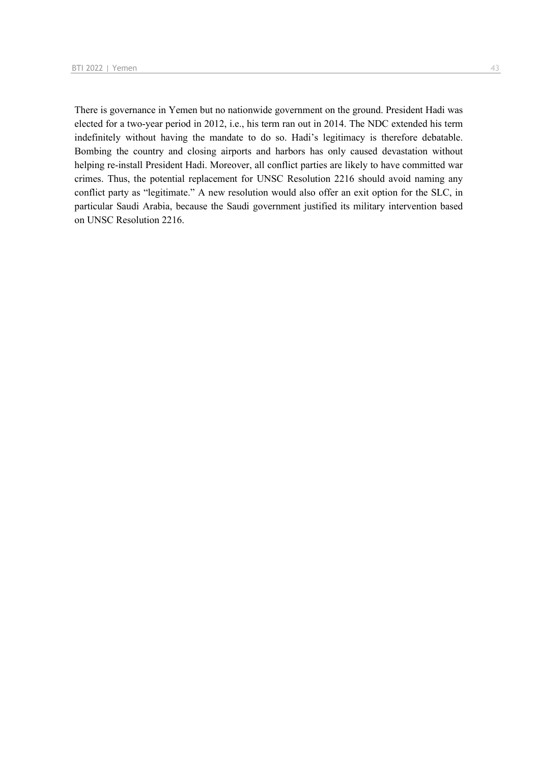There is governance in Yemen but no nationwide government on the ground. President Hadi was elected for a two-year period in 2012, i.e., his term ran out in 2014. The NDC extended his term indefinitely without having the mandate to do so. Hadi's legitimacy is therefore debatable. Bombing the country and closing airports and harbors has only caused devastation without helping re-install President Hadi. Moreover, all conflict parties are likely to have committed war crimes. Thus, the potential replacement for UNSC Resolution 2216 should avoid naming any conflict party as "legitimate." A new resolution would also offer an exit option for the SLC, in particular Saudi Arabia, because the Saudi government justified its military intervention based on UNSC Resolution 2216.